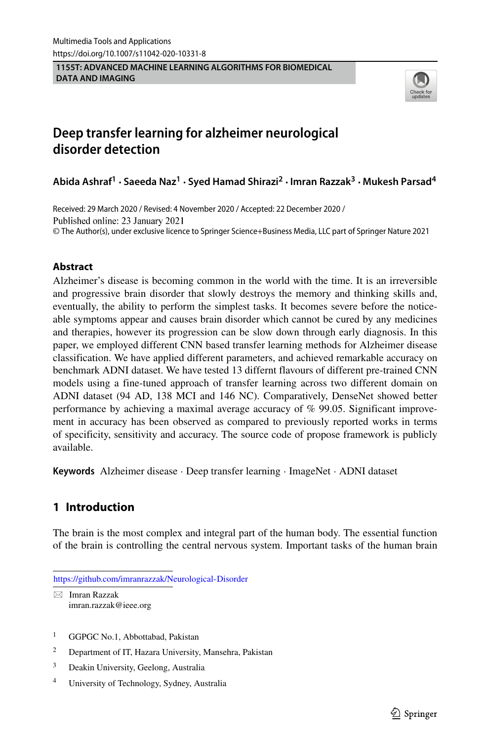Multimedia Tools and Applications
https://doi.org/10.1007/s11042-020-10331-8

**1155T: ADVANCED MACHINE LEARNING ALGORITHMS FOR BIOMEDICAL DATA AND IMAGING**

# Deep transfer learning for alzheimer neurological disorder detection

**Abida Ashraf[1] · Saeeda Naz[1] · Syed Hamad Shirazi[2] · Imran Razzak[3] · Mukesh Parsad[4]**

Received: 29 March 2020 / Revised: 4 November 2020 / Accepted: 22 December 2020 /
Published online: 23 January 2021
© The Author(s), under exclusive licence to Springer Science+Business Media, LLC part of Springer Nature 2021

## Abstract

Alzheimer's disease is becoming common in the world with the time. It is an irreversible and progressive brain disorder that slowly destroys the memory and thinking skills and, eventually, the ability to perform the simplest tasks. It becomes severe before the noticeable symptoms appear and causes brain disorder which cannot be cured by any medicines and therapies, however its progression can be slow down through early diagnosis. In this paper, we employed different CNN based transfer learning methods for Alzheimer disease classification. We have applied different parameters, and achieved remarkable accuracy on benchmark ADNI dataset. We have tested 13 diffent flavours of different pre-trained CNN models using a fine-tuned approach of transfer learning across two different domain on ADNI dataset (94 AD, 138 MCI and 146 NC). Comparatively, DenseNet showed better performance by achieving a maximal average accuracy of % 99.05. Significant improvement in accuracy has been observed as compared to previously reported works in terms of specificity, sensitivity and accuracy. The source code of propose framework is publicly available.

**Keywords** Alzheimer disease · Deep transfer learning · ImageNet · ADNI dataset

## 1 Introduction

The brain is the most complex and integral part of the human body. The essential function of the brain is controlling the central nervous system. Important tasks of the human brain

https://github.com/imranrazzak/Neurological-Disorder

✉ Imran Razzak
imran.razzak@ieee.org

[1] GGPGC No.1, Abbottabad, Pakistan

[2] Department of IT, Hazara University, Mansehra, Pakistan

[3] Deakin University, Geelong, Australia

[4] University of Technology, Sydney, Australia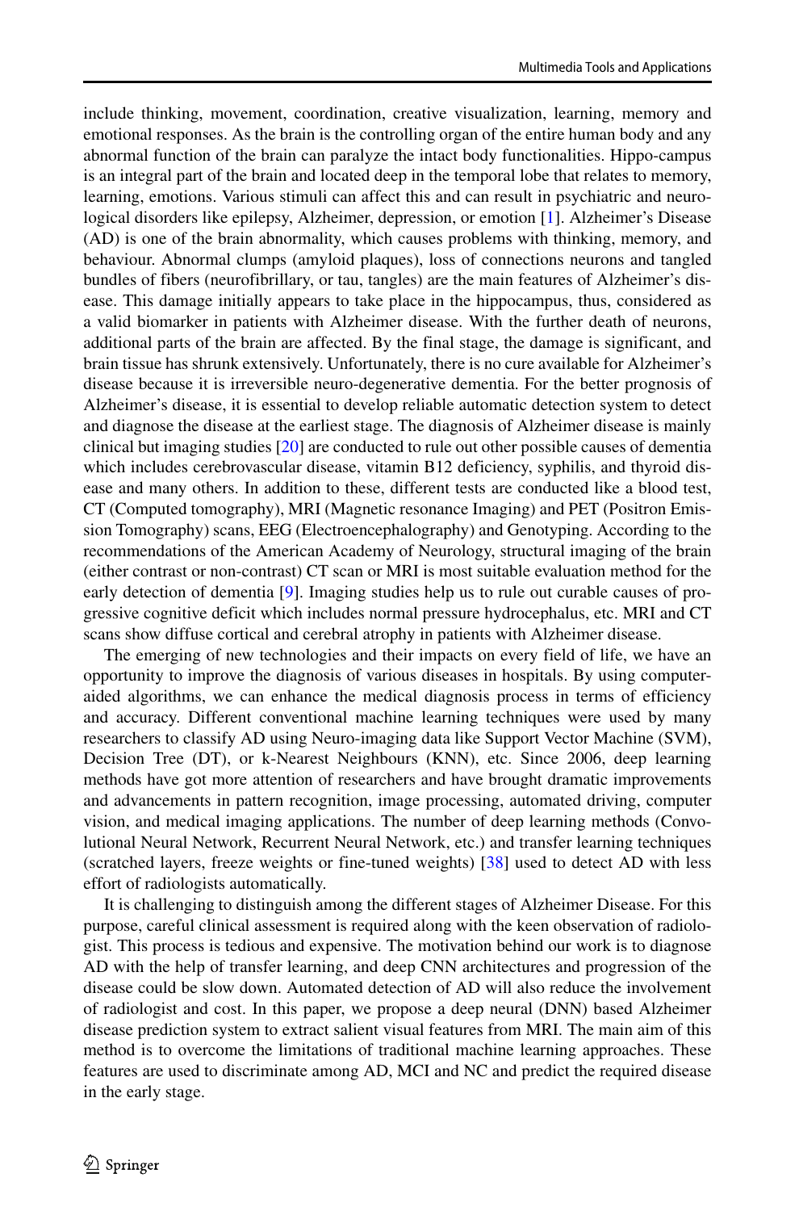include thinking, movement, coordination, creative visualization, learning, memory and emotional responses. As the brain is the controlling organ of the entire human body and any abnormal function of the brain can paralyze the intact body functionalities. Hippo-campus is an integral part of the brain and located deep in the temporal lobe that relates to memory, learning, emotions. Various stimuli can affect this and can result in psychiatric and neurological disorders like epilepsy, Alzheimer, depression, or emotion [1]. Alzheimer's Disease (AD) is one of the brain abnormality, which causes problems with thinking, memory, and behaviour. Abnormal clumps (amyloid plaques), loss of connections neurons and tangled bundles of fibers (neurofibrillary, or tau, tangles) are the main features of Alzheimer's disease. This damage initially appears to take place in the hippocampus, thus, considered as a valid biomarker in patients with Alzheimer disease. With the further death of neurons, additional parts of the brain are affected. By the final stage, the damage is significant, and brain tissue has shrunk extensively. Unfortunately, there is no cure available for Alzheimer's disease because it is irreversible neuro-degenerative dementia. For the better prognosis of Alzheimer's disease, it is essential to develop reliable automatic detection system to detect and diagnose the disease at the earliest stage. The diagnosis of Alzheimer disease is mainly clinical but imaging studies [20] are conducted to rule out other possible causes of dementia which includes cerebrovascular disease, vitamin B12 deficiency, syphilis, and thyroid disease and many others. In addition to these, different tests are conducted like a blood test, CT (Computed tomography), MRI (Magnetic resonance Imaging) and PET (Positron Emission Tomography) scans, EEG (Electroencephalography) and Genotyping. According to the recommendations of the American Academy of Neurology, structural imaging of the brain (either contrast or non-contrast) CT scan or MRI is most suitable evaluation method for the early detection of dementia [9]. Imaging studies help us to rule out curable causes of progressive cognitive deficit which includes normal pressure hydrocephalus, etc. MRI and CT scans show diffuse cortical and cerebral atrophy in patients with Alzheimer disease.

The emerging of new technologies and their impacts on every field of life, we have an opportunity to improve the diagnosis of various diseases in hospitals. By using computer-aided algorithms, we can enhance the medical diagnosis process in terms of efficiency and accuracy. Different conventional machine learning techniques were used by many researchers to classify AD using Neuro-imaging data like Support Vector Machine (SVM), Decision Tree (DT), or k-Nearest Neighbours (KNN), etc. Since 2006, deep learning methods have got more attention of researchers and have brought dramatic improvements and advancements in pattern recognition, image processing, automated driving, computer vision, and medical imaging applications. The number of deep learning methods (Convolutional Neural Network, Recurrent Neural Network, etc.) and transfer learning techniques (scratched layers, freeze weights or fine-tuned weights) [38] used to detect AD with less effort of radiologists automatically.

It is challenging to distinguish among the different stages of Alzheimer Disease. For this purpose, careful clinical assessment is required along with the keen observation of radiologist. This process is tedious and expensive. The motivation behind our work is to diagnose AD with the help of transfer learning, and deep CNN architectures and progression of the disease could be slow down. Automated detection of AD will also reduce the involvement of radiologist and cost. In this paper, we propose a deep neural (DNN) based Alzheimer disease prediction system to extract salient visual features from MRI. The main aim of this method is to overcome the limitations of traditional machine learning approaches. These features are used to discriminate among AD, MCI and NC and predict the required disease in the early stage.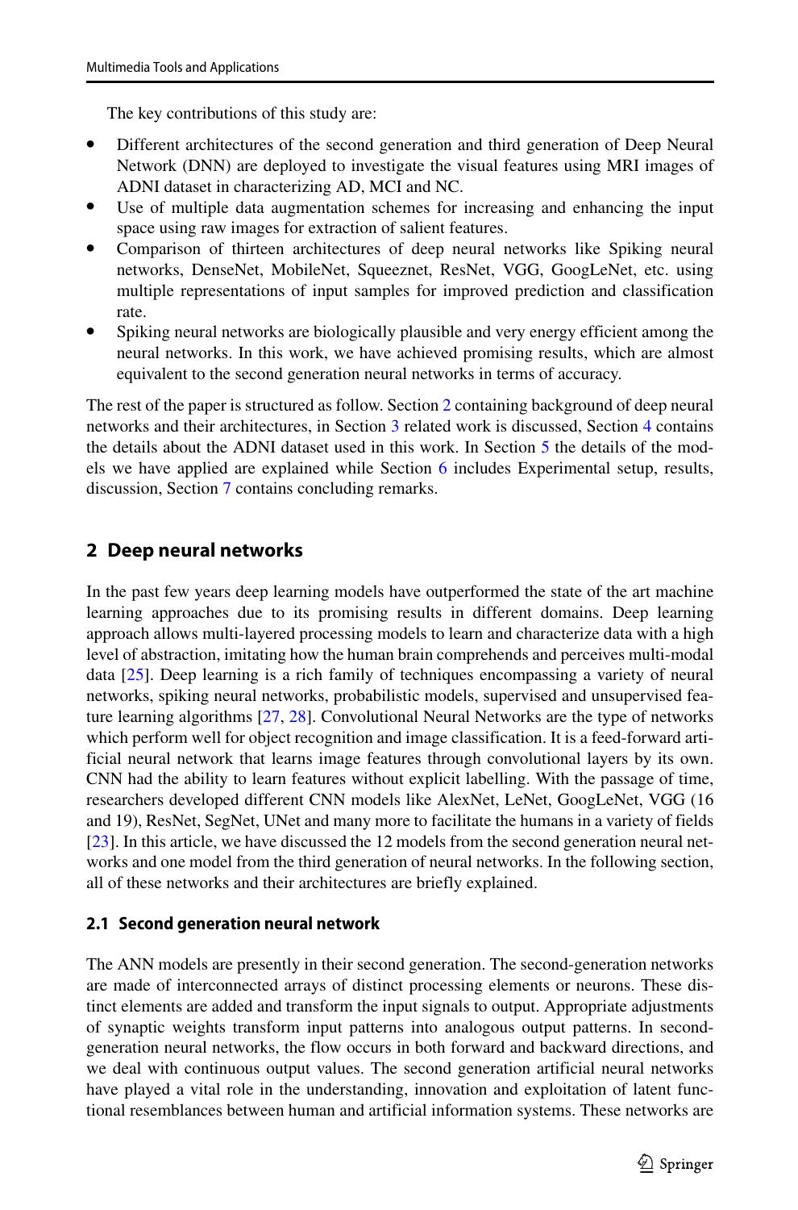The key contributions of this study are:

- Different architectures of the second generation and third generation of Deep Neural Network (DNN) are deployed to investigate the visual features using MRI images of ADNI dataset in characterizing AD, MCI and NC.
- Use of multiple data augmentation schemes for increasing and enhancing the input space using raw images for extraction of salient features.
- Comparison of thirteen architectures of deep neural networks like Spiking neural networks, DenseNet, MobileNet, Squeeznet, ResNet, VGG, GoogLeNet, etc. using multiple representations of input samples for improved prediction and classification rate.
- Spiking neural networks are biologically plausible and very energy efficient among the neural networks. In this work, we have achieved promising results, which are almost equivalent to the second generation neural networks in terms of accuracy.

The rest of the paper is structured as follow. Section 2 containing background of deep neural networks and their architectures, in Section 3 related work is discussed, Section 4 contains the details about the ADNI dataset used in this work. In Section 5 the details of the models we have applied are explained while Section 6 includes Experimental setup, results, discussion, Section 7 contains concluding remarks.

## 2 Deep neural networks

In the past few years deep learning models have outperformed the state of the art machine learning approaches due to its promising results in different domains. Deep learning approach allows multi-layered processing models to learn and characterize data with a high level of abstraction, imitating how the human brain comprehends and perceives multi-modal data [25]. Deep learning is a rich family of techniques encompassing a variety of neural networks, spiking neural networks, probabilistic models, supervised and unsupervised feature learning algorithms [27, 28]. Convolutional Neural Networks are the type of networks which perform well for object recognition and image classification. It is a feed-forward artificial neural network that learns image features through convolutional layers by its own. CNN had the ability to learn features without explicit labelling. With the passage of time, researchers developed different CNN models like AlexNet, LeNet, GoogLeNet, VGG (16 and 19), ResNet, SegNet, UNet and many more to facilitate the humans in a variety of fields [23]. In this article, we have discussed the 12 models from the second generation neural networks and one model from the third generation of neural networks. In the following section, all of these networks and their architectures are briefly explained.

### 2.1 Second generation neural network

The ANN models are presently in their second generation. The second-generation networks are made of interconnected arrays of distinct processing elements or neurons. These distinct elements are added and transform the input signals to output. Appropriate adjustments of synaptic weights transform input patterns into analogous output patterns. In second-generation neural networks, the flow occurs in both forward and backward directions, and we deal with continuous output values. The second generation artificial neural networks have played a vital role in the understanding, innovation and exploitation of latent functional resemblances between human and artificial information systems. These networks are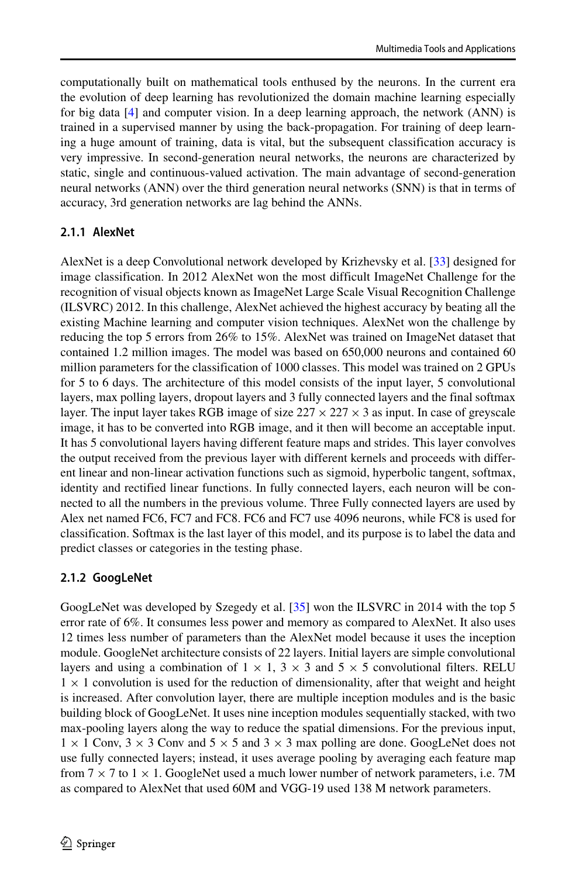computationally built on mathematical tools enthused by the neurons. In the current era the evolution of deep learning has revolutionized the domain machine learning especially for big data [4] and computer vision. In a deep learning approach, the network (ANN) is trained in a supervised manner by using the back-propagation. For training of deep learning a huge amount of training, data is vital, but the subsequent classification accuracy is very impressive. In second-generation neural networks, the neurons are characterized by static, single and continuous-valued activation. The main advantage of second-generation neural networks (ANN) over the third generation neural networks (SNN) is that in terms of accuracy, 3rd generation networks are lag behind the ANNs.

#### 2.1.1 AlexNet

AlexNet is a deep Convolutional network developed by Krizhevsky et al. [33] designed for image classification. In 2012 AlexNet won the most difficult ImageNet Challenge for the recognition of visual objects known as ImageNet Large Scale Visual Recognition Challenge (ILSVRC) 2012. In this challenge, AlexNet achieved the highest accuracy by beating all the existing Machine learning and computer vision techniques. AlexNet won the challenge by reducing the top 5 errors from 26% to 15%. AlexNet was trained on ImageNet dataset that contained 1.2 million images. The model was based on 650,000 neurons and contained 60 million parameters for the classification of 1000 classes. This model was trained on 2 GPUs for 5 to 6 days. The architecture of this model consists of the input layer, 5 convolutional layers, max polling layers, dropout layers and 3 fully connected layers and the final softmax layer. The input layer takes RGB image of size $227 \times 227 \times 3$ as input. In case of greyscale image, it has to be converted into RGB image, and it then will become an acceptable input. It has 5 convolutional layers having different feature maps and strides. This layer convolves the output received from the previous layer with different kernels and proceeds with different linear and non-linear activation functions such as sigmoid, hyperbolic tangent, softmax, identity and rectified linear functions. In fully connected layers, each neuron will be connected to all the numbers in the previous volume. Three Fully connected layers are used by Alex net named FC6, FC7 and FC8. FC6 and FC7 use 4096 neurons, while FC8 is used for classification. Softmax is the last layer of this model, and its purpose is to label the data and predict classes or categories in the testing phase.

#### 2.1.2 GoogLeNet

GoogLeNet was developed by Szegedy et al. [35] won the ILSVRC in 2014 with the top 5 error rate of 6%. It consumes less power and memory as compared to AlexNet. It also uses 12 times less number of parameters than the AlexNet model because it uses the inception module. GoogleNet architecture consists of 22 layers. Initial layers are simple convolutional layers and using a combination of $1 \times 1$, $3 \times 3$ and $5 \times 5$ convolutional filters. RELU $1 \times 1$ convolution is used for the reduction of dimensionality, after that weight and height is increased. After convolution layer, there are multiple inception modules and is the basic building block of GoogLeNet. It uses nine inception modules sequentially stacked, with two max-pooling layers along the way to reduce the spatial dimensions. For the previous input, $1 \times 1$ Conv, $3 \times 3$ Conv and $5 \times 5$ and $3 \times 3$ max polling are done. GoogLeNet does not use fully connected layers; instead, it uses average pooling by averaging each feature map from $7 \times 7$ to $1 \times 1$. GoogleNet used a much lower number of network parameters, i.e. 7M as compared to AlexNet that used 60M and VGG-19 used 138 M network parameters.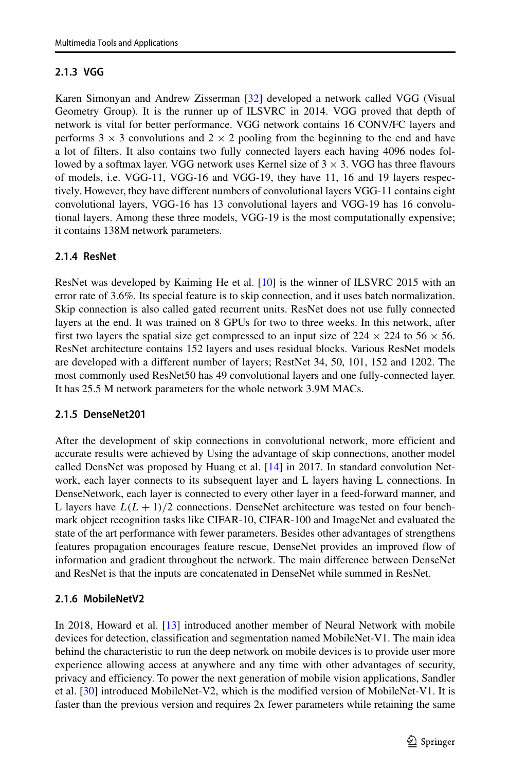### 2.1.3 VGG

Karen Simonyan and Andrew Zisserman [32] developed a network called VGG (Visual Geometry Group). It is the runner up of ILSVRC in 2014. VGG proved that depth of network is vital for better performance. VGG network contains 16 CONV/FC layers and performs $3 \times 3$ convolutions and $2 \times 2$ pooling from the beginning to the end and have a lot of filters. It also contains two fully connected layers each having 4096 nodes followed by a softmax layer. VGG network uses Kernel size of $3 \times 3$. VGG has three flavours of models, i.e. VGG-11, VGG-16 and VGG-19, they have 11, 16 and 19 layers respectively. However, they have different numbers of convolutional layers VGG-11 contains eight convolutional layers, VGG-16 has 13 convolutional layers and VGG-19 has 16 convolutional layers. Among these three models, VGG-19 is the most computationally expensive; it contains 138M network parameters.

### 2.1.4 ResNet

ResNet was developed by Kaiming He et al. [10] is the winner of ILSVRC 2015 with an error rate of 3.6%. Its special feature is to skip connection, and it uses batch normalization. Skip connection is also called gated recurrent units. ResNet does not use fully connected layers at the end. It was trained on 8 GPUs for two to three weeks. In this network, after first two layers the spatial size get compressed to an input size of $224 \times 224$ to $56 \times 56$. ResNet architecture contains 152 layers and uses residual blocks. Various ResNet models are developed with a different number of layers; RestNet 34, 50, 101, 152 and 1202. The most commonly used ResNet50 has 49 convolutional layers and one fully-connected layer. It has 25.5 M network parameters for the whole network 3.9M MACs.

### 2.1.5 DenseNet201

After the development of skip connections in convolutional network, more efficient and accurate results were achieved by Using the advantage of skip connections, another model called DensNet was proposed by Huang et al. [14] in 2017. In standard convolution Network, each layer connects to its subsequent layer and L layers having L connections. In DenseNetwork, each layer is connected to every other layer in a feed-forward manner, and L layers have $L(L+1)/2$ connections. DenseNet architecture was tested on four benchmark object recognition tasks like CIFAR-10, CIFAR-100 and ImageNet and evaluated the state of the art performance with fewer parameters. Besides other advantages of strengthens features propagation encourages feature rescue, DenseNet provides an improved flow of information and gradient throughout the network. The main difference between DenseNet and ResNet is that the inputs are concatenated in DenseNet while summed in ResNet.

### 2.1.6 MobileNetV2

In 2018, Howard et al. [13] introduced another member of Neural Network with mobile devices for detection, classification and segmentation named MobileNet-V1. The main idea behind the characteristic to run the deep network on mobile devices is to provide user more experience allowing access at anywhere and any time with other advantages of security, privacy and efficiency. To power the next generation of mobile vision applications, Sandler et al. [30] introduced MobileNet-V2, which is the modified version of MobileNet-V1. It is faster than the previous version and requires 2x fewer parameters while retaining the same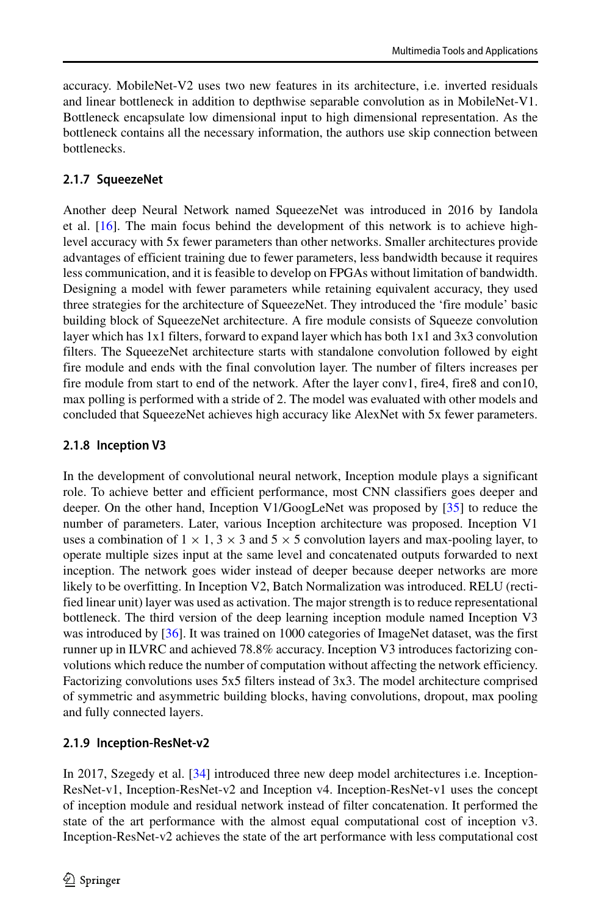accuracy. MobileNet-V2 uses two new features in its architecture, i.e. inverted residuals and linear bottleneck in addition to depthwise separable convolution as in MobileNet-V1. Bottleneck encapsulate low dimensional input to high dimensional representation. As the bottleneck contains all the necessary information, the authors use skip connection between bottlenecks.

### 2.1.7 SqueezeNet

Another deep Neural Network named SqueezeNet was introduced in 2016 by Iandola et al. [16]. The main focus behind the development of this network is to achieve high-level accuracy with 5x fewer parameters than other networks. Smaller architectures provide advantages of efficient training due to fewer parameters, less bandwidth because it requires less communication, and it is feasible to develop on FPGAs without limitation of bandwidth. Designing a model with fewer parameters while retaining equivalent accuracy, they used three strategies for the architecture of SqueezeNet. They introduced the 'fire module' basic building block of SqueezeNet architecture. A fire module consists of Squeeze convolution layer which has 1x1 filters, forward to expand layer which has both 1x1 and 3x3 convolution filters. The SqueezeNet architecture starts with standalone convolution followed by eight fire module and ends with the final convolution layer. The number of filters increases per fire module from start to end of the network. After the layer conv1, fire4, fire8 and con10, max polling is performed with a stride of 2. The model was evaluated with other models and concluded that SqueezeNet achieves high accuracy like AlexNet with 5x fewer parameters.

### 2.1.8 Inception V3

In the development of convolutional neural network, Inception module plays a significant role. To achieve better and efficient performance, most CNN classifiers goes deeper and deeper. On the other hand, Inception V1/GoogLeNet was proposed by [35] to reduce the number of parameters. Later, various Inception architecture was proposed. Inception V1 uses a combination of $1 \times 1$, $3 \times 3$ and $5 \times 5$ convolution layers and max-pooling layer, to operate multiple sizes input at the same level and concatenated outputs forwarded to next inception. The network goes wider instead of deeper because deeper networks are more likely to be overfitting. In Inception V2, Batch Normalization was introduced. RELU (rectified linear unit) layer was used as activation. The major strength is to reduce representational bottleneck. The third version of the deep learning inception module named Inception V3 was introduced by [36]. It was trained on 1000 categories of ImageNet dataset, was the first runner up in ILVRC and achieved 78.8% accuracy. Inception V3 introduces factorizing convolutions which reduce the number of computation without affecting the network efficiency. Factorizing convolutions uses 5x5 filters instead of 3x3. The model architecture comprised of symmetric and asymmetric building blocks, having convolutions, dropout, max pooling and fully connected layers.

### 2.1.9 Inception-ResNet-v2

In 2017, Szegedy et al. [34] introduced three new deep model architectures i.e. Inception-ResNet-v1, Inception-ResNet-v2 and Inception v4. Inception-ResNet-v1 uses the concept of inception module and residual network instead of filter concatenation. It performed the state of the art performance with the almost equal computational cost of inception v3. Inception-ResNet-v2 achieves the state of the art performance with less computational cost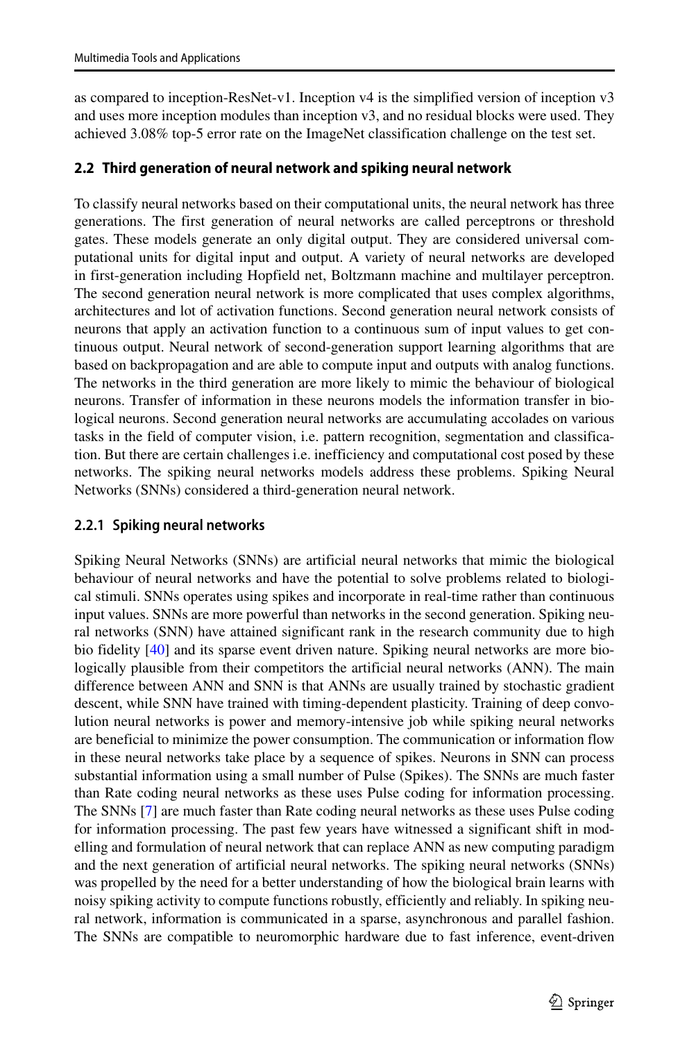as compared to inception-ResNet-v1. Inception v4 is the simplified version of inception v3 and uses more inception modules than inception v3, and no residual blocks were used. They achieved 3.08% top-5 error rate on the ImageNet classification challenge on the test set.

### 2.2 Third generation of neural network and spiking neural network

To classify neural networks based on their computational units, the neural network has three generations. The first generation of neural networks are called perceptrons or threshold gates. These models generate an only digital output. They are considered universal computational units for digital input and output. A variety of neural networks are developed in first-generation including Hopfield net, Boltzmann machine and multilayer perceptron. The second generation neural network is more complicated that uses complex algorithms, architectures and lot of activation functions. Second generation neural network consists of neurons that apply an activation function to a continuous sum of input values to get continuous output. Neural network of second-generation support learning algorithms that are based on backpropagation and are able to compute input and outputs with analog functions. The networks in the third generation are more likely to mimic the behaviour of biological neurons. Transfer of information in these neurons models the information transfer in biological neurons. Second generation neural networks are accumulating accolades on various tasks in the field of computer vision, i.e. pattern recognition, segmentation and classification. But there are certain challenges i.e. inefficiency and computational cost posed by these networks. The spiking neural networks models address these problems. Spiking Neural Networks (SNNs) considered a third-generation neural network.

#### 2.2.1 Spiking neural networks

Spiking Neural Networks (SNNs) are artificial neural networks that mimic the biological behaviour of neural networks and have the potential to solve problems related to biological stimuli. SNNs operates using spikes and incorporate in real-time rather than continuous input values. SNNs are more powerful than networks in the second generation. Spiking neural networks (SNN) have attained significant rank in the research community due to high bio fidelity [40] and its sparse event driven nature. Spiking neural networks are more biologically plausible from their competitors the artificial neural networks (ANN). The main difference between ANN and SNN is that ANNs are usually trained by stochastic gradient descent, while SNN have trained with timing-dependent plasticity. Training of deep convolution neural networks is power and memory-intensive job while spiking neural networks are beneficial to minimize the power consumption. The communication or information flow in these neural networks take place by a sequence of spikes. Neurons in SNN can process substantial information using a small number of Pulse (Spikes). The SNNs are much faster than Rate coding neural networks as these uses Pulse coding for information processing. The SNNs [7] are much faster than Rate coding neural networks as these uses Pulse coding for information processing. The past few years have witnessed a significant shift in modelling and formulation of neural network that can replace ANN as new computing paradigm and the next generation of artificial neural networks. The spiking neural networks (SNNs) was propelled by the need for a better understanding of how the biological brain learns with noisy spiking activity to compute functions robustly, efficiently and reliably. In spiking neural network, information is communicated in a sparse, asynchronous and parallel fashion. The SNNs are compatible to neuromorphic hardware due to fast inference, event-driven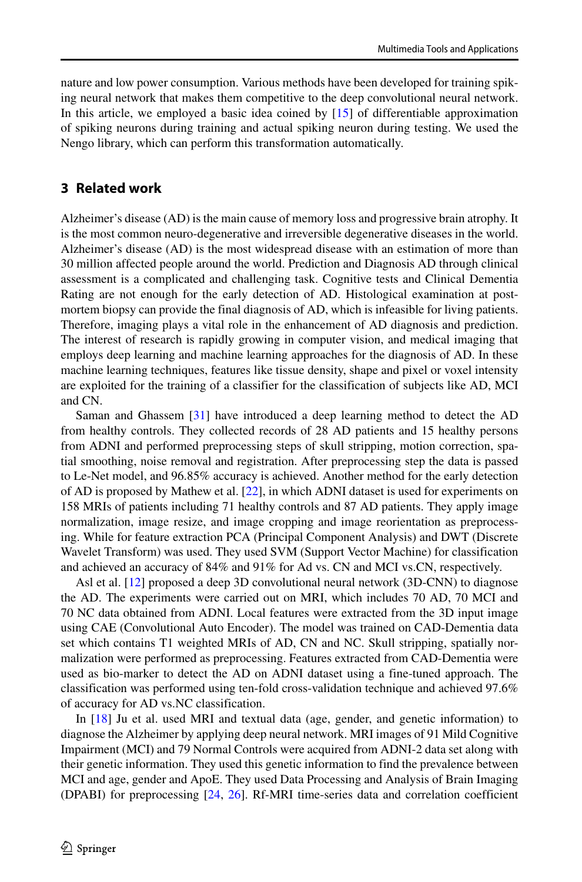nature and low power consumption. Various methods have been developed for training spiking neural network that makes them competitive to the deep convolutional neural network. In this article, we employed a basic idea coined by [15] of differentiable approximation of spiking neurons during training and actual spiking neuron during testing. We used the Nengo library, which can perform this transformation automatically.

## 3 Related work

Alzheimer's disease (AD) is the main cause of memory loss and progressive brain atrophy. It is the most common neuro-degenerative and irreversible degenerative diseases in the world. Alzheimer's disease (AD) is the most widespread disease with an estimation of more than 30 million affected people around the world. Prediction and Diagnosis AD through clinical assessment is a complicated and challenging task. Cognitive tests and Clinical Dementia Rating are not enough for the early detection of AD. Histological examination at post-mortem biopsy can provide the final diagnosis of AD, which is infeasible for living patients. Therefore, imaging plays a vital role in the enhancement of AD diagnosis and prediction. The interest of research is rapidly growing in computer vision, and medical imaging that employs deep learning and machine learning approaches for the diagnosis of AD. In these machine learning techniques, features like tissue density, shape and pixel or voxel intensity are exploited for the training of a classifier for the classification of subjects like AD, MCI and CN.

Saman and Ghassem [31] have introduced a deep learning method to detect the AD from healthy controls. They collected records of 28 AD patients and 15 healthy persons from ADNI and performed preprocessing steps of skull stripping, motion correction, spatial smoothing, noise removal and registration. After preprocessing step the data is passed to Le-Net model, and 96.85% accuracy is achieved. Another method for the early detection of AD is proposed by Mathew et al. [22], in which ADNI dataset is used for experiments on 158 MRIs of patients including 71 healthy controls and 87 AD patients. They apply image normalization, image resize, and image cropping and image reorientation as preprocessing. While for feature extraction PCA (Principal Component Analysis) and DWT (Discrete Wavelet Transform) was used. They used SVM (Support Vector Machine) for classification and achieved an accuracy of 84% and 91% for Ad vs. CN and MCI vs.CN, respectively.

Asl et al. [12] proposed a deep 3D convolutional neural network (3D-CNN) to diagnose the AD. The experiments were carried out on MRI, which includes 70 AD, 70 MCI and 70 NC data obtained from ADNI. Local features were extracted from the 3D input image using CAE (Convolutional Auto Encoder). The model was trained on CAD-Dementia data set which contains T1 weighted MRIs of AD, CN and NC. Skull stripping, spatially normalization were performed as preprocessing. Features extracted from CAD-Dementia were used as bio-marker to detect the AD on ADNI dataset using a fine-tuned approach. The classification was performed using ten-fold cross-validation technique and achieved 97.6% of accuracy for AD vs.NC classification.

In [18] Ju et al. used MRI and textual data (age, gender, and genetic information) to diagnose the Alzheimer by applying deep neural network. MRI images of 91 Mild Cognitive Impairment (MCI) and 79 Normal Controls were acquired from ADNI-2 data set along with their genetic information. They used this genetic information to find the prevalence between MCI and age, gender and ApoE. They used Data Processing and Analysis of Brain Imaging (DPABI) for preprocessing [24, 26]. Rf-MRI time-series data and correlation coefficient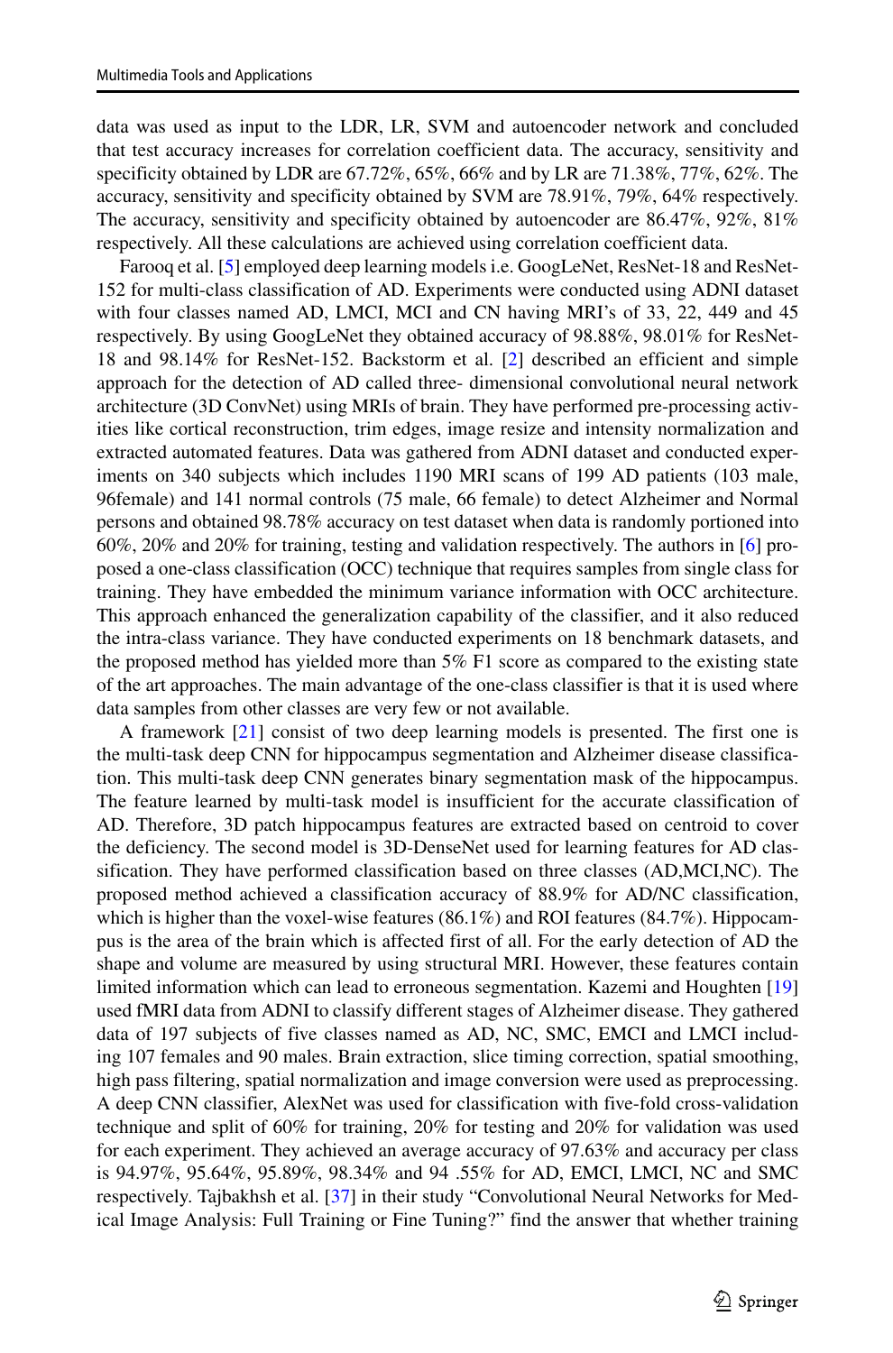data was used as input to the LDR, LR, SVM and autoencoder network and concluded that test accuracy increases for correlation coefficient data. The accuracy, sensitivity and specificity obtained by LDR are 67.72%, 65%, 66% and by LR are 71.38%, 77%, 62%. The accuracy, sensitivity and specificity obtained by SVM are 78.91%, 79%, 64% respectively. The accuracy, sensitivity and specificity obtained by autoencoder are 86.47%, 92%, 81% respectively. All these calculations are achieved using correlation coefficient data.

Farooq et al. [5] employed deep learning models i.e. GoogLeNet, ResNet-18 and ResNet-152 for multi-class classification of AD. Experiments were conducted using ADNI dataset with four classes named AD, LMCI, MCI and CN having MRI's of 33, 22, 449 and 45 respectively. By using GoogLeNet they obtained accuracy of 98.88%, 98.01% for ResNet-18 and 98.14% for ResNet-152. Backstorm et al. [2] described an efficient and simple approach for the detection of AD called three- dimensional convolutional neural network architecture (3D ConvNet) using MRIs of brain. They have performed pre-processing activities like cortical reconstruction, trim edges, image resize and intensity normalization and extracted automated features. Data was gathered from ADNI dataset and conducted experiments on 340 subjects which includes 1190 MRI scans of 199 AD patients (103 male, 96female) and 141 normal controls (75 male, 66 female) to detect Alzheimer and Normal persons and obtained 98.78% accuracy on test dataset when data is randomly portioned into 60%, 20% and 20% for training, testing and validation respectively. The authors in [6] proposed a one-class classification (OCC) technique that requires samples from single class for training. They have embedded the minimum variance information with OCC architecture. This approach enhanced the generalization capability of the classifier, and it also reduced the intra-class variance. They have conducted experiments on 18 benchmark datasets, and the proposed method has yielded more than 5% F1 score as compared to the existing state of the art approaches. The main advantage of the one-class classifier is that it is used where data samples from other classes are very few or not available.

A framework [21] consist of two deep learning models is presented. The first one is the multi-task deep CNN for hippocampus segmentation and Alzheimer disease classification. This multi-task deep CNN generates binary segmentation mask of the hippocampus. The feature learned by multi-task model is insufficient for the accurate classification of AD. Therefore, 3D patch hippocampus features are extracted based on centroid to cover the deficiency. The second model is 3D-DenseNet used for learning features for AD classification. They have performed classification based on three classes (AD,MCI,NC). The proposed method achieved a classification accuracy of 88.9% for AD/NC classification, which is higher than the voxel-wise features (86.1%) and ROI features (84.7%). Hippocampus is the area of the brain which is affected first of all. For the early detection of AD the shape and volume are measured by using structural MRI. However, these features contain limited information which can lead to erroneous segmentation. Kazemi and Houghten [19] used fMRI data from ADNI to classify different stages of Alzheimer disease. They gathered data of 197 subjects of five classes named as AD, NC, SMC, EMCI and LMCI including 107 females and 90 males. Brain extraction, slice timing correction, spatial smoothing, high pass filtering, spatial normalization and image conversion were used as preprocessing. A deep CNN classifier, AlexNet was used for classification with five-fold cross-validation technique and split of 60% for training, 20% for testing and 20% for validation was used for each experiment. They achieved an average accuracy of 97.63% and accuracy per class is 94.97%, 95.64%, 95.89%, 98.34% and 94 .55% for AD, EMCI, LMCI, NC and SMC respectively. Tajbakhsh et al. [37] in their study "Convolutional Neural Networks for Medical Image Analysis: Full Training or Fine Tuning?" find the answer that whether training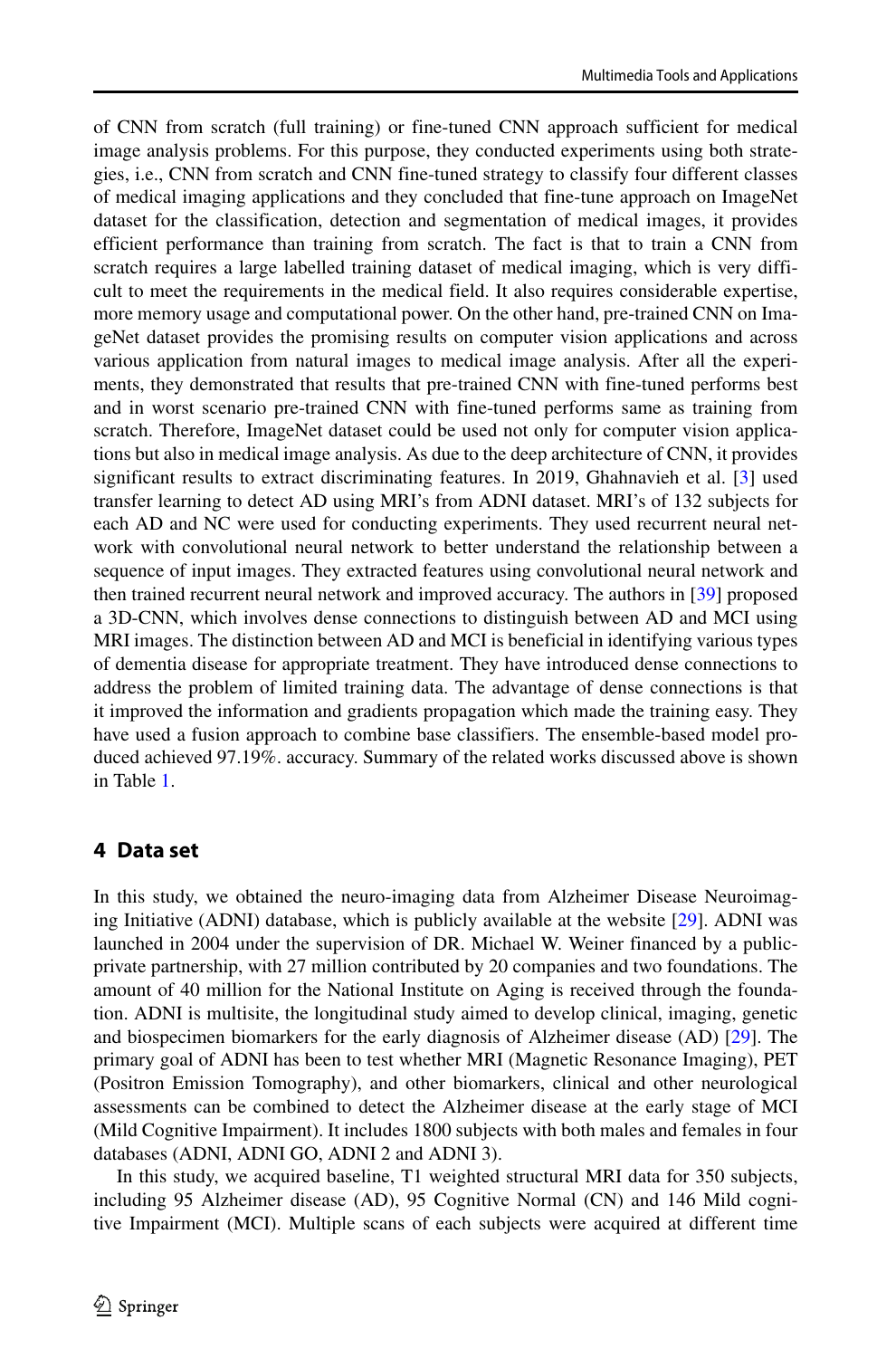of CNN from scratch (full training) or fine-tuned CNN approach sufficient for medical image analysis problems. For this purpose, they conducted experiments using both strategies, i.e., CNN from scratch and CNN fine-tuned strategy to classify four different classes of medical imaging applications and they concluded that fine-tune approach on ImageNet dataset for the classification, detection and segmentation of medical images, it provides efficient performance than training from scratch. The fact is that to train a CNN from scratch requires a large labelled training dataset of medical imaging, which is very difficult to meet the requirements in the medical field. It also requires considerable expertise, more memory usage and computational power. On the other hand, pre-trained CNN on ImageNet dataset provides the promising results on computer vision applications and across various application from natural images to medical image analysis. After all the experiments, they demonstrated that results that pre-trained CNN with fine-tuned performs best and in worst scenario pre-trained CNN with fine-tuned performs same as training from scratch. Therefore, ImageNet dataset could be used not only for computer vision applications but also in medical image analysis. As due to the deep architecture of CNN, it provides significant results to extract discriminating features. In 2019, Ghahnavieh et al. [3] used transfer learning to detect AD using MRI's from ADNI dataset. MRI's of 132 subjects for each AD and NC were used for conducting experiments. They used recurrent neural network with convolutional neural network to better understand the relationship between a sequence of input images. They extracted features using convolutional neural network and then trained recurrent neural network and improved accuracy. The authors in [39] proposed a 3D-CNN, which involves dense connections to distinguish between AD and MCI using MRI images. The distinction between AD and MCI is beneficial in identifying various types of dementia disease for appropriate treatment. They have introduced dense connections to address the problem of limited training data. The advantage of dense connections is that it improved the information and gradients propagation which made the training easy. They have used a fusion approach to combine base classifiers. The ensemble-based model produced achieved 97.19%. accuracy. Summary of the related works discussed above is shown in Table 1.

## 4 Data set

In this study, we obtained the neuro-imaging data from Alzheimer Disease Neuroimaging Initiative (ADNI) database, which is publicly available at the website [29]. ADNI was launched in 2004 under the supervision of DR. Michael W. Weiner financed by a public-private partnership, with 27 million contributed by 20 companies and two foundations. The amount of 40 million for the National Institute on Aging is received through the foundation. ADNI is multisite, the longitudinal study aimed to develop clinical, imaging, genetic and biospecimen biomarkers for the early diagnosis of Alzheimer disease (AD) [29]. The primary goal of ADNI has been to test whether MRI (Magnetic Resonance Imaging), PET (Positron Emission Tomography), and other biomarkers, clinical and other neurological assessments can be combined to detect the Alzheimer disease at the early stage of MCI (Mild Cognitive Impairment). It includes 1800 subjects with both males and females in four databases (ADNI, ADNI GO, ADNI 2 and ADNI 3).

In this study, we acquired baseline, T1 weighted structural MRI data for 350 subjects, including 95 Alzheimer disease (AD), 95 Cognitive Normal (CN) and 146 Mild cognitive Impairment (MCI). Multiple scans of each subjects were acquired at different time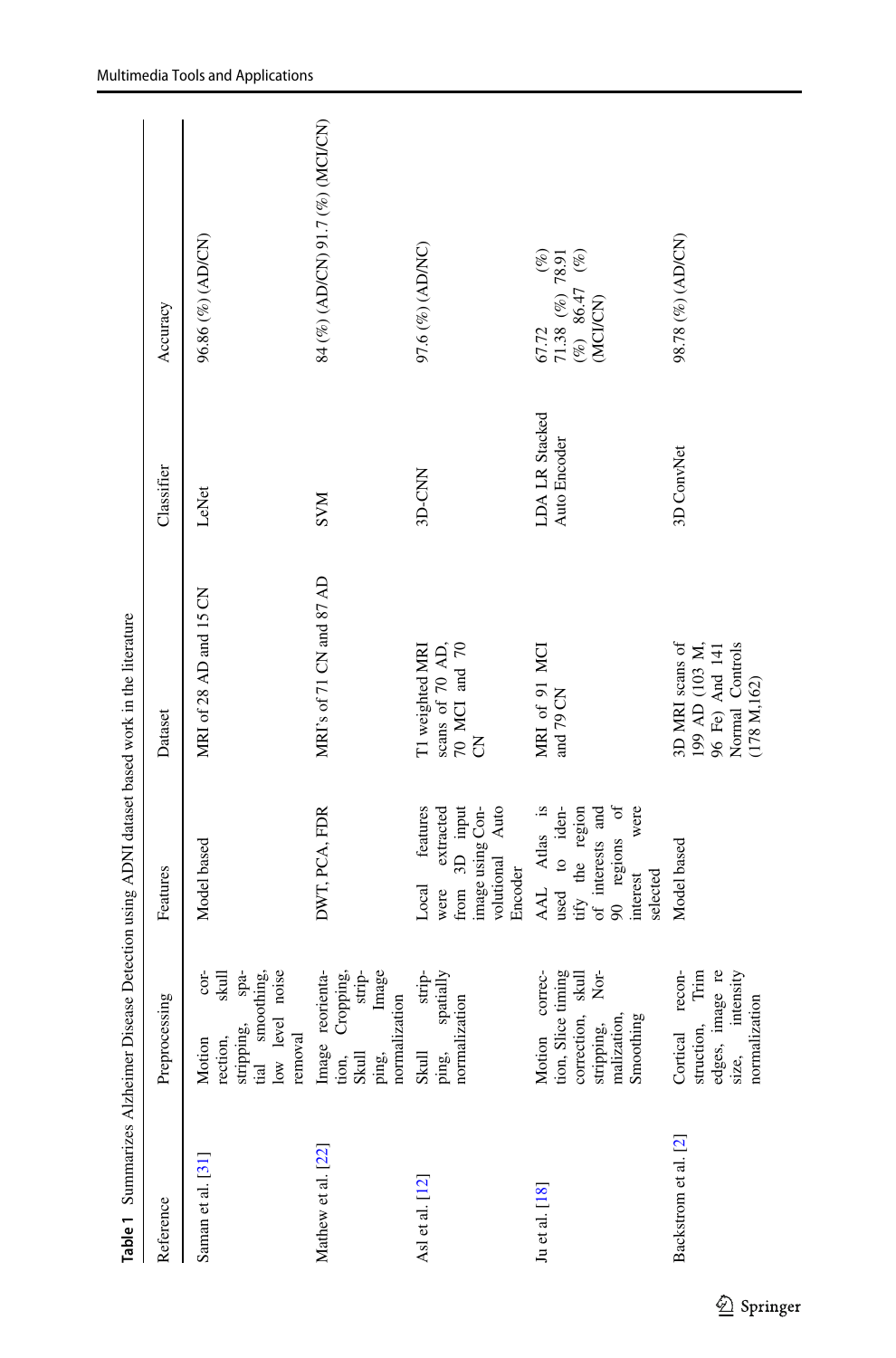**Table 1** Summarizes Alzheimer Disease Detection using ADNI dataset based work in the literature

| Reference | Preprocessing | Features | Dataset | Classifier | Accuracy |
|---|---|---|---|---|---|
| Saman et al. [31] | Motion correction, skull stripping, spatial smoothing, low level noise removal | Model based | MRI of 28 AD and 15 CN | LeNet | 96.86 (%) (AD/CN) |
| Mathew et al. [22] | Image reorientation, Cropping, Skull stripping, Image normalization | DWT, PCA, FDR | MRI's of 71 CN and 87 AD | SVM | 84 (%) (AD/CN) 91.7 (%) (MCI/CN) |
| Asl et al. [12] | Skull stripping, spatially normalization | Local features were extracted from 3D input image using Convolutional Auto Encoder | T1 weighted MRI scans of 70 AD, 70 MCI and 70 CN | 3D-CNN | 97.6 (%) (AD/NC) |
| Ju et al. [18] | Motion correction, Slice timing correction, skull stripping, Normalization, Smoothing | AAL Atlas is used to identify the region of interests and 90 regions of interest were selected | MRI of 91 MCI and 79 CN | LDA LR Stacked Auto Encoder | 67.72 (%) 71.38 (%) 78.91 (%) 86.47 (%) (MCI/CN) |
| Backstrom et al. [2] | Cortical reconstruction, Trim edges, image re size, intensity normalization | Model based | 3D MRI scans of 199 AD (103 M, 96 Fe) And 141 Normal Controls (178 M,162) | 3D ConvNet | 98.78 (%) (AD/CN) |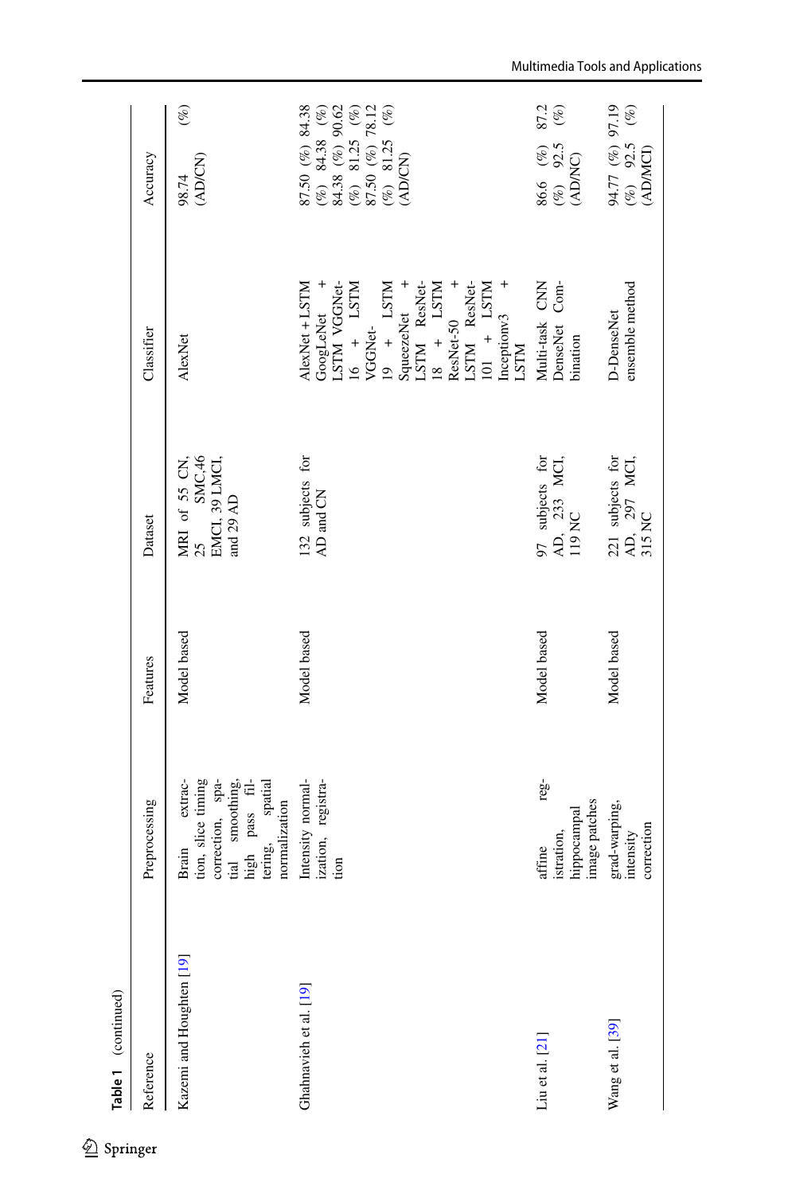Table 1 (continued)

| Reference | Preprocessing | Features | Dataset | Classifier | Accuracy |
|---|---|---|---|---|---|
| Kazemi and Houghten [19] | Brain extraction, slice timing correction, spatial smoothing, high pass filtering, spatial normalization | Model based | MRI of 55 CN, 25 SMC,46 EMCI, 39 LMCI, and 29 AD | AlexNet | 98.74 (%) (AD/CN) |
| Ghahnavieh et al. [19] | Intensity normalization, registration | Model based | 132 subjects for AD and CN | AlexNet + LSTM GoogLeNet + LSTM VGGNet-16 + LSTM VGGNet-19 + LSTM SqueezeNet + LSTM ResNet-18 + LSTM ResNet-50 + LSTM ResNet-101 + LSTM Inceptionv3 + LSTM | 87.50 (%) 84.38 (%) 84.38 (%) 84.38 (%) 90.62 (%) 81.25 (%) 87.50 (%) 78.12 (%) 81.25 (%) (AD/CN) |
| Liu et al. [21] | affine registration, hippocampal image patches | Model based | 97 subjects for AD, 233 MCI, 119 NC | Multi-task CNN DenseNet Combination | 86.6 (%) 87.2 (%) 92.5 (%) (AD/NC) |
| Wang et al. [39] | grad-warping, intensity correction | Model based | 221 subjects for AD, 297 MCI, 315 NC | D-DenseNet ensemble method | 94.77 (%) 97.19 (%) 92.5 (%) (AD/MCI) |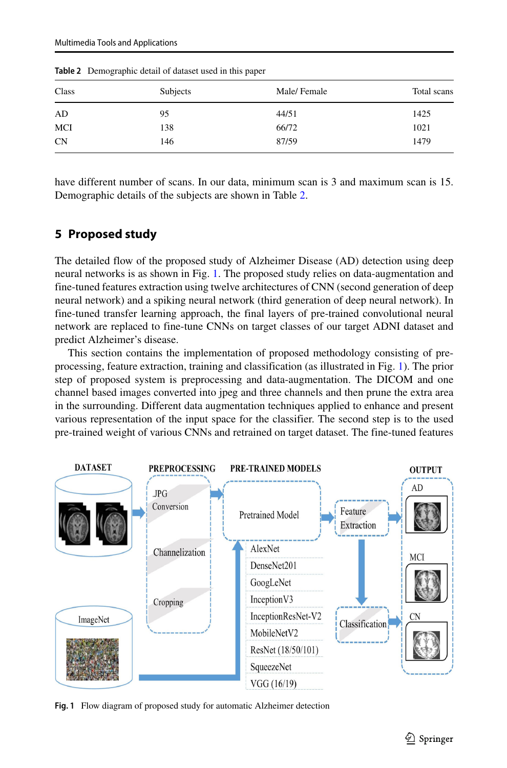**Table 2** Demographic detail of dataset used in this paper

| Class | Subjects | Male/ Female | Total scans |
|---|---|---|---|
| AD | 95 | 44/51 | 1425 |
| MCI | 138 | 66/72 | 1021 |
| CN | 146 | 87/59 | 1479 |

have different number of scans. In our data, minimum scan is 3 and maximum scan is 15. Demographic details of the subjects are shown in Table 2.

## 5 Proposed study

The detailed flow of the proposed study of Alzheimer Disease (AD) detection using deep neural networks is as shown in Fig. 1. The proposed study relies on data-augmentation and fine-tuned features extraction using twelve architectures of CNN (second generation of deep neural network) and a spiking neural network (third generation of deep neural network). In fine-tuned transfer learning approach, the final layers of pre-trained convolutional neural network are replaced to fine-tune CNNs on target classes of our target ADNI dataset and predict Alzheimer's disease.

This section contains the implementation of proposed methodology consisting of pre-processing, feature extraction, training and classification (as illustrated in Fig. 1). The prior step of proposed system is preprocessing and data-augmentation. The DICOM and one channel based images converted into jpeg and three channels and then prune the extra area in the surrounding. Different data augmentation techniques applied to enhance and present various representation of the input space for the classifier. The second step is to the used pre-trained weight of various CNNs and retrained on target dataset. The fine-tuned features

**Fig. 1** Flow diagram of proposed study for automatic Alzheimer detection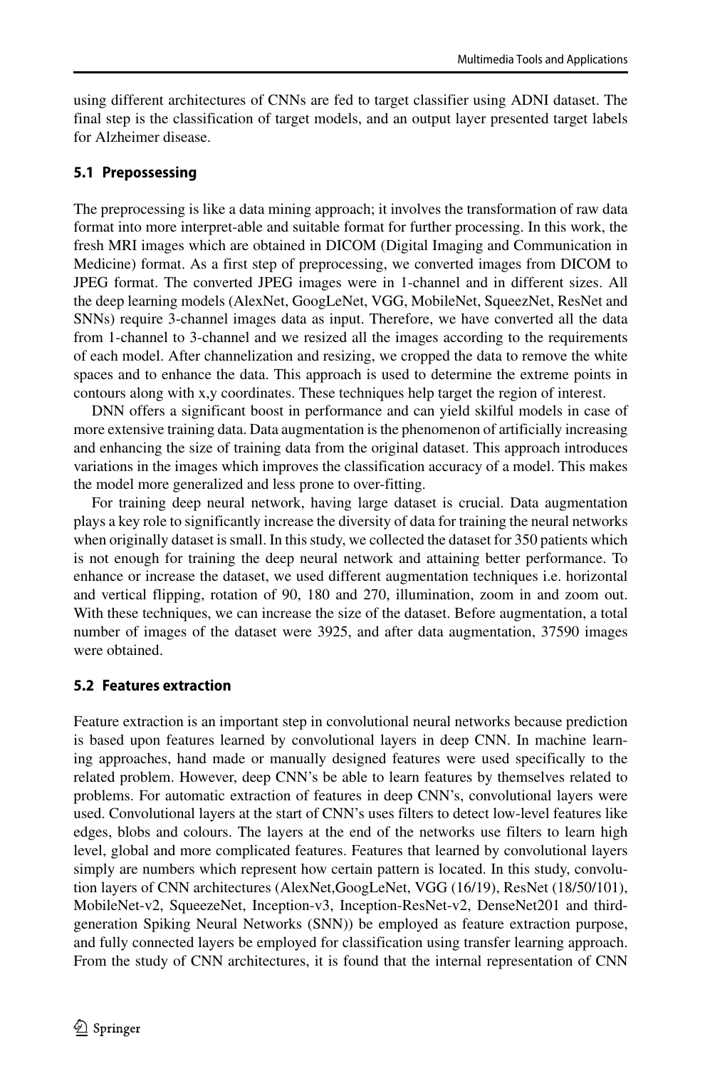using different architectures of CNNs are fed to target classifier using ADNI dataset. The final step is the classification of target models, and an output layer presented target labels for Alzheimer disease.

### 5.1 Prepossessing

The preprocessing is like a data mining approach; it involves the transformation of raw data format into more interpret-able and suitable format for further processing. In this work, the fresh MRI images which are obtained in DICOM (Digital Imaging and Communication in Medicine) format. As a first step of preprocessing, we converted images from DICOM to JPEG format. The converted JPEG images were in 1-channel and in different sizes. All the deep learning models (AlexNet, GoogLeNet, VGG, MobileNet, SqueezNet, ResNet and SNNs) require 3-channel images data as input. Therefore, we have converted all the data from 1-channel to 3-channel and we resized all the images according to the requirements of each model. After channelization and resizing, we cropped the data to remove the white spaces and to enhance the data. This approach is used to determine the extreme points in contours along with x,y coordinates. These techniques help target the region of interest.

DNN offers a significant boost in performance and can yield skilful models in case of more extensive training data. Data augmentation is the phenomenon of artificially increasing and enhancing the size of training data from the original dataset. This approach introduces variations in the images which improves the classification accuracy of a model. This makes the model more generalized and less prone to over-fitting.

For training deep neural network, having large dataset is crucial. Data augmentation plays a key role to significantly increase the diversity of data for training the neural networks when originally dataset is small. In this study, we collected the dataset for 350 patients which is not enough for training the deep neural network and attaining better performance. To enhance or increase the dataset, we used different augmentation techniques i.e. horizontal and vertical flipping, rotation of 90, 180 and 270, illumination, zoom in and zoom out. With these techniques, we can increase the size of the dataset. Before augmentation, a total number of images of the dataset were 3925, and after data augmentation, 37590 images were obtained.

### 5.2 Features extraction

Feature extraction is an important step in convolutional neural networks because prediction is based upon features learned by convolutional layers in deep CNN. In machine learning approaches, hand made or manually designed features were used specifically to the related problem. However, deep CNN's be able to learn features by themselves related to problems. For automatic extraction of features in deep CNN's, convolutional layers were used. Convolutional layers at the start of CNN's uses filters to detect low-level features like edges, blobs and colours. The layers at the end of the networks use filters to learn high level, global and more complicated features. Features that learned by convolutional layers simply are numbers which represent how certain pattern is located. In this study, convolution layers of CNN architectures (AlexNet,GoogLeNet, VGG (16/19), ResNet (18/50/101), MobileNet-v2, SqueezeNet, Inception-v3, Inception-ResNet-v2, DenseNet201 and third-generation Spiking Neural Networks (SNN)) be employed as feature extraction purpose, and fully connected layers be employed for classification using transfer learning approach. From the study of CNN architectures, it is found that the internal representation of CNN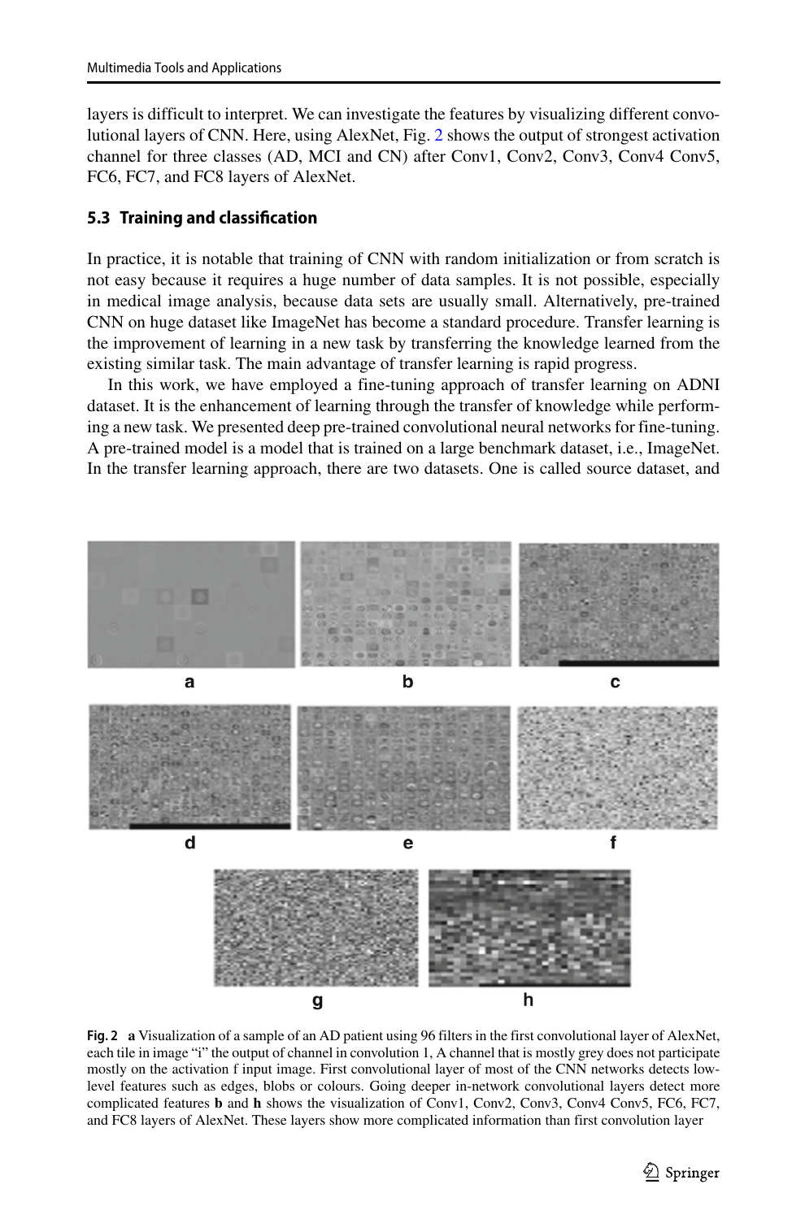layers is difficult to interpret. We can investigate the features by visualizing different convolutional layers of CNN. Here, using AlexNet, Fig. 2 shows the output of strongest activation channel for three classes (AD, MCI and CN) after Conv1, Conv2, Conv3, Conv4 Conv5, FC6, FC7, and FC8 layers of AlexNet.

### 5.3 Training and classification

In practice, it is notable that training of CNN with random initialization or from scratch is not easy because it requires a huge number of data samples. It is not possible, especially in medical image analysis, because data sets are usually small. Alternatively, pre-trained CNN on huge dataset like ImageNet has become a standard procedure. Transfer learning is the improvement of learning in a new task by transferring the knowledge learned from the existing similar task. The main advantage of transfer learning is rapid progress.

In this work, we have employed a fine-tuning approach of transfer learning on ADNI dataset. It is the enhancement of learning through the transfer of knowledge while performing a new task. We presented deep pre-trained convolutional neural networks for fine-tuning. A pre-trained model is a model that is trained on a large benchmark dataset, i.e., ImageNet. In the transfer learning approach, there are two datasets. One is called source dataset, and

**Fig. 2** **a** Visualization of a sample of an AD patient using 96 filters in the first convolutional layer of AlexNet, each tile in image "i" the output of channel in convolution 1, A channel that is mostly grey does not participate mostly on the activation f input image. First convolutional layer of most of the CNN networks detects low-level features such as edges, blobs or colours. Going deeper in-network convolutional layers detect more complicated features **b** and **h** shows the visualization of Conv1, Conv2, Conv3, Conv4 Conv5, FC6, FC7, and FC8 layers of AlexNet. These layers show more complicated information than first convolution layer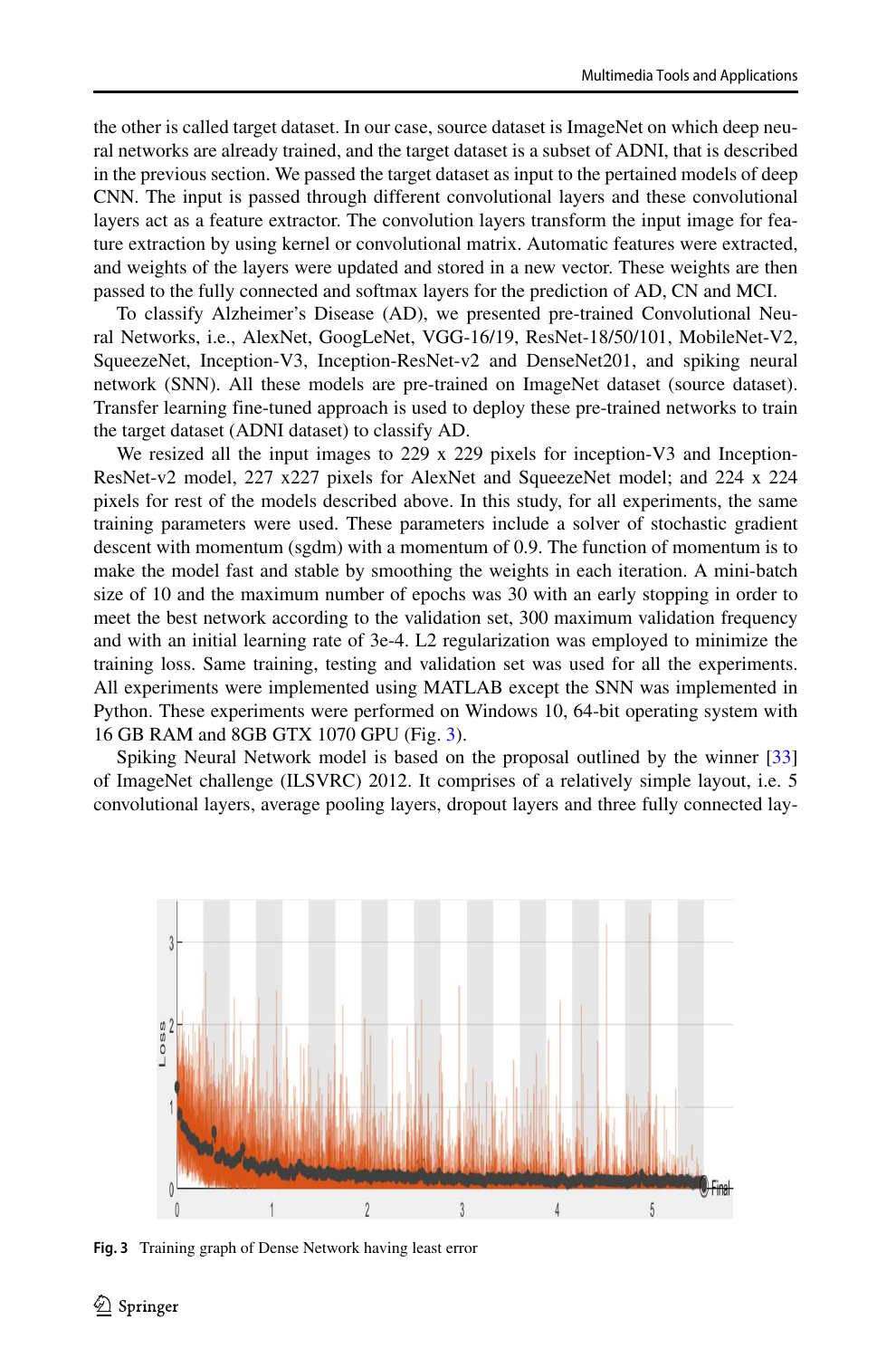the other is called target dataset. In our case, source dataset is ImageNet on which deep neural networks are already trained, and the target dataset is a subset of ADNI, that is described in the previous section. We passed the target dataset as input to the pertained models of deep CNN. The input is passed through different convolutional layers and these convolutional layers act as a feature extractor. The convolution layers transform the input image for feature extraction by using kernel or convolutional matrix. Automatic features were extracted, and weights of the layers were updated and stored in a new vector. These weights are then passed to the fully connected and softmax layers for the prediction of AD, CN and MCI.

To classify Alzheimer's Disease (AD), we presented pre-trained Convolutional Neural Networks, i.e., AlexNet, GoogLeNet, VGG-16/19, ResNet-18/50/101, MobileNet-V2, SqueezeNet, Inception-V3, Inception-ResNet-v2 and DenseNet201, and spiking neural network (SNN). All these models are pre-trained on ImageNet dataset (source dataset). Transfer learning fine-tuned approach is used to deploy these pre-trained networks to train the target dataset (ADNI dataset) to classify AD.

We resized all the input images to 229 x 229 pixels for inception-V3 and Inception-ResNet-v2 model, 227 x227 pixels for AlexNet and SqueezeNet model; and 224 x 224 pixels for rest of the models described above. In this study, for all experiments, the same training parameters were used. These parameters include a solver of stochastic gradient descent with momentum (sgdm) with a momentum of 0.9. The function of momentum is to make the model fast and stable by smoothing the weights in each iteration. A mini-batch size of 10 and the maximum number of epochs was 30 with an early stopping in order to meet the best network according to the validation set, 300 maximum validation frequency and with an initial learning rate of 3e-4. L2 regularization was employed to minimize the training loss. Same training, testing and validation set was used for all the experiments. All experiments were implemented using MATLAB except the SNN was implemented in Python. These experiments were performed on Windows 10, 64-bit operating system with 16 GB RAM and 8GB GTX 1070 GPU (Fig. 3).

Spiking Neural Network model is based on the proposal outlined by the winner [33] of ImageNet challenge (ILSVRC) 2012. It comprises of a relatively simple layout, i.e. 5 convolutional layers, average pooling layers, dropout layers and three fully connected lay-

**Fig. 3** Training graph of Dense Network having least error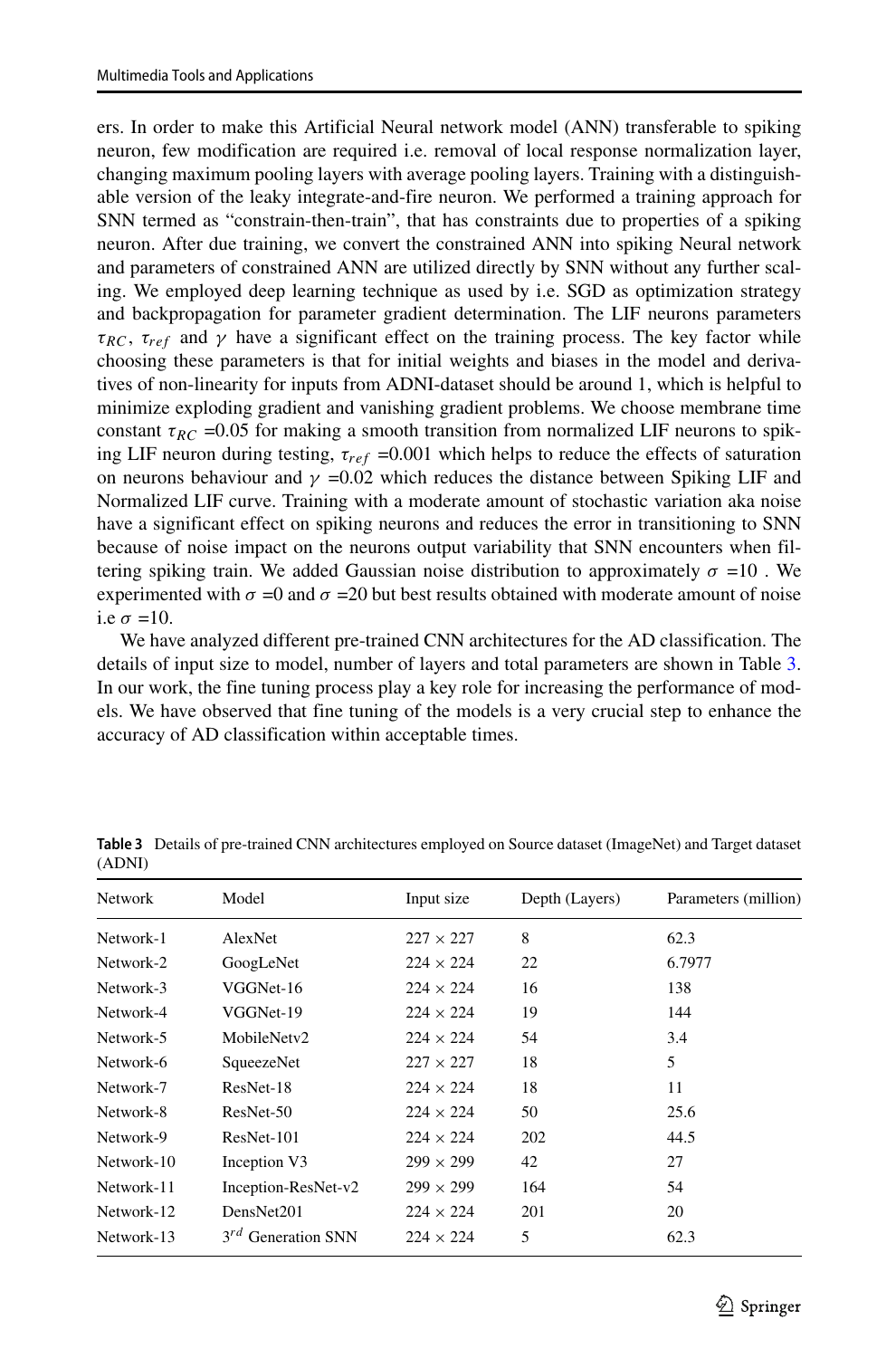ers. In order to make this Artificial Neural network model (ANN) transferable to spiking neuron, few modification are required i.e. removal of local response normalization layer, changing maximum pooling layers with average pooling layers. Training with a distinguishable version of the leaky integrate-and-fire neuron. We performed a training approach for SNN termed as "constrain-then-train", that has constraints due to properties of a spiking neuron. After due training, we convert the constrained ANN into spiking Neural network and parameters of constrained ANN are utilized directly by SNN without any further scaling. We employed deep learning technique as used by i.e. SGD as optimization strategy and backpropagation for parameter gradient determination. The LIF neurons parameters $\tau_{RC}$, $\tau_{ref}$ and $\gamma$ have a significant effect on the training process. The key factor while choosing these parameters is that for initial weights and biases in the model and derivatives of non-linearity for inputs from ADNI-dataset should be around 1, which is helpful to minimize exploding gradient and vanishing gradient problems. We choose membrane time constant $\tau_{RC}$ =0.05 for making a smooth transition from normalized LIF neurons to spiking LIF neuron during testing, $\tau_{ref}$ =0.001 which helps to reduce the effects of saturation on neurons behaviour and $\gamma$ =0.02 which reduces the distance between Spiking LIF and Normalized LIF curve. Training with a moderate amount of stochastic variation aka noise have a significant effect on spiking neurons and reduces the error in transitioning to SNN because of noise impact on the neurons output variability that SNN encounters when filtering spiking train. We added Gaussian noise distribution to approximately $\sigma$ =10 . We experimented with $\sigma$ =0 and $\sigma$ =20 but best results obtained with moderate amount of noise i.e $\sigma$ =10.

We have analyzed different pre-trained CNN architectures for the AD classification. The details of input size to model, number of layers and total parameters are shown in Table 3. In our work, the fine tuning process play a key role for increasing the performance of models. We have observed that fine tuning of the models is a very crucial step to enhance the accuracy of AD classification within acceptable times.

**Table 3** Details of pre-trained CNN architectures employed on Source dataset (ImageNet) and Target dataset (ADNI)

| Network | Model | Input size | Depth (Layers) | Parameters (million) |
|---|---|---|---|---|
| Network-1 | AlexNet | 227 × 227 | 8 | 62.3 |
| Network-2 | GoogLeNet | 224 × 224 | 22 | 6.7977 |
| Network-3 | VGGNet-16 | 224 × 224 | 16 | 138 |
| Network-4 | VGGNet-19 | 224 × 224 | 19 | 144 |
| Network-5 | MobileNetv2 | 224 × 224 | 54 | 3.4 |
| Network-6 | SqueezeNet | 227 × 227 | 18 | 5 |
| Network-7 | ResNet-18 | 224 × 224 | 18 | 11 |
| Network-8 | ResNet-50 | 224 × 224 | 50 | 25.6 |
| Network-9 | ResNet-101 | 224 × 224 | 202 | 44.5 |
| Network-10 | Inception V3 | 299 × 299 | 42 | 27 |
| Network-11 | Inception-ResNet-v2 | 299 × 299 | 164 | 54 |
| Network-12 | DensNet201 | 224 × 224 | 201 | 20 |
| Network-13 | $3^{rd}$ Generation SNN | 224 × 224 | 5 | 62.3 |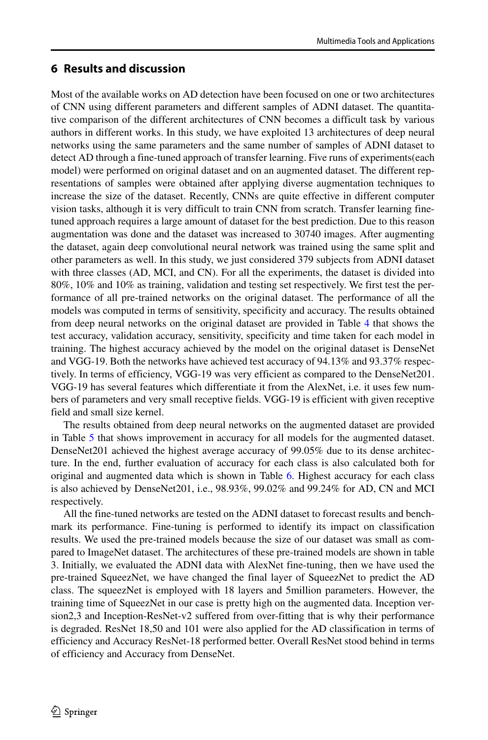## 6 Results and discussion

Most of the available works on AD detection have been focused on one or two architectures of CNN using different parameters and different samples of ADNI dataset. The quantitative comparison of the different architectures of CNN becomes a difficult task by various authors in different works. In this study, we have exploited 13 architectures of deep neural networks using the same parameters and the same number of samples of ADNI dataset to detect AD through a fine-tuned approach of transfer learning. Five runs of experiments(each model) were performed on original dataset and on an augmented dataset. The different representations of samples were obtained after applying diverse augmentation techniques to increase the size of the dataset. Recently, CNNs are quite effective in different computer vision tasks, although it is very difficult to train CNN from scratch. Transfer learning fine-tuned approach requires a large amount of dataset for the best prediction. Due to this reason augmentation was done and the dataset was increased to 30740 images. After augmenting the dataset, again deep convolutional neural network was trained using the same split and other parameters as well. In this study, we just considered 379 subjects from ADNI dataset with three classes (AD, MCI, and CN). For all the experiments, the dataset is divided into 80%, 10% and 10% as training, validation and testing set respectively. We first test the performance of all pre-trained networks on the original dataset. The performance of all the models was computed in terms of sensitivity, specificity and accuracy. The results obtained from deep neural networks on the original dataset are provided in Table 4 that shows the test accuracy, validation accuracy, sensitivity, specificity and time taken for each model in training. The highest accuracy achieved by the model on the original dataset is DenseNet and VGG-19. Both the networks have achieved test accuracy of 94.13% and 93.37% respectively. In terms of efficiency, VGG-19 was very efficient as compared to the DenseNet201. VGG-19 has several features which differentiate it from the AlexNet, i.e. it uses few numbers of parameters and very small receptive fields. VGG-19 is efficient with given receptive field and small size kernel.

The results obtained from deep neural networks on the augmented dataset are provided in Table 5 that shows improvement in accuracy for all models for the augmented dataset. DenseNet201 achieved the highest average accuracy of 99.05% due to its dense architecture. In the end, further evaluation of accuracy for each class is also calculated both for original and augmented data which is shown in Table 6. Highest accuracy for each class is also achieved by DenseNet201, i.e., 98.93%, 99.02% and 99.24% for AD, CN and MCI respectively.

All the fine-tuned networks are tested on the ADNI dataset to forecast results and benchmark its performance. Fine-tuning is performed to identify its impact on classification results. We used the pre-trained models because the size of our dataset was small as compared to ImageNet dataset. The architectures of these pre-trained models are shown in table 3. Initially, we evaluated the ADNI data with AlexNet fine-tuning, then we have used the pre-trained SqueezNet, we have changed the final layer of SqueezNet to predict the AD class. The squeezNet is employed with 18 layers and 5million parameters. However, the training time of SqueezNet in our case is pretty high on the augmented data. Inception version2,3 and Inception-ResNet-v2 suffered from over-fitting that is why their performance is degraded. ResNet 18,50 and 101 were also applied for the AD classification in terms of efficiency and Accuracy ResNet-18 performed better. Overall ResNet stood behind in terms of efficiency and Accuracy from DenseNet.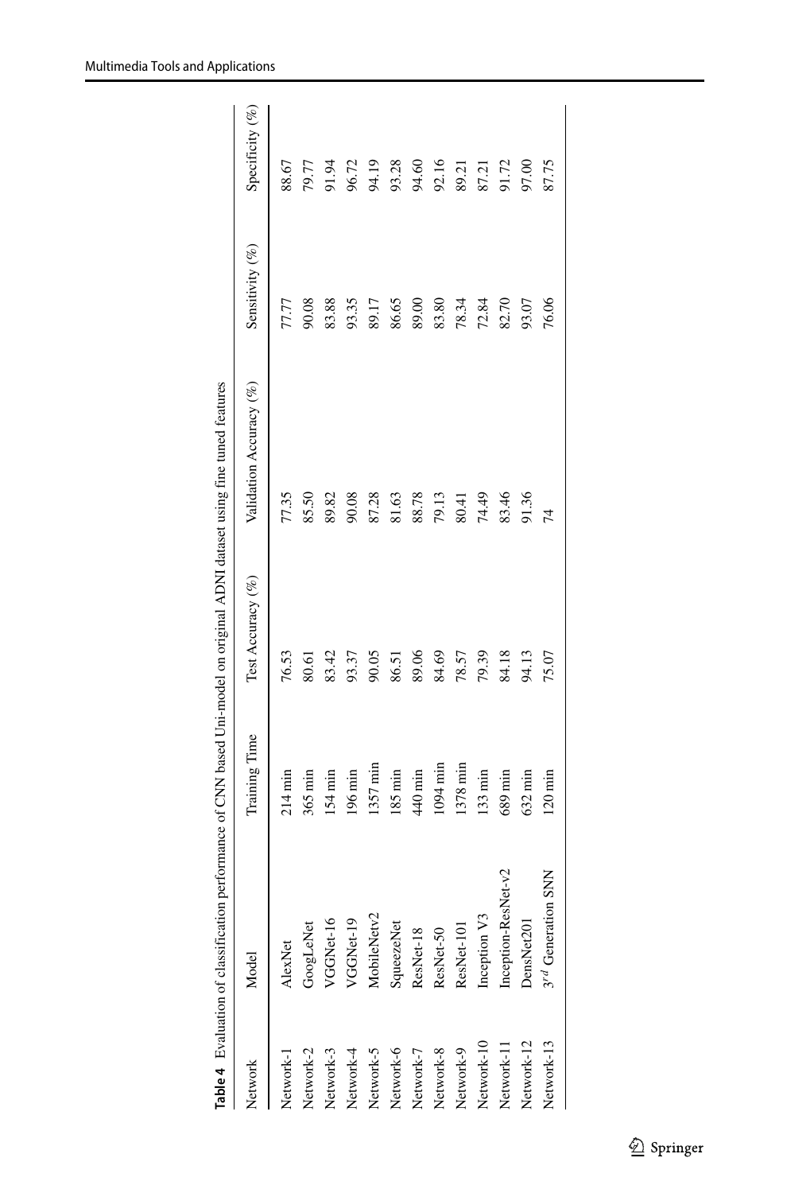**Table 4** Evaluation of classification performance of CNN based Uni-model on original ADNI dataset using fine tuned features

| Network | Model | Training Time | Test Accuracy (%) | Validation Accuracy (%) | Sensitivity (%) | Specificity (%) |
|---|---|---|---|---|---|---|
| Network-1 | AlexNet | 214 min | 76.53 | 77.35 | 77.77 | 88.67 |
| Network-2 | GoogLeNet | 365 min | 80.61 | 85.50 | 90.08 | 79.77 |
| Network-3 | VGGNet-16 | 154 min | 83.42 | 89.82 | 83.88 | 91.94 |
| Network-4 | VGGNet-19 | 196 min | 93.37 | 90.08 | 93.35 | 96.72 |
| Network-5 | MobileNetv2 | 1357 min | 90.05 | 87.28 | 89.17 | 94.19 |
| Network-6 | SqueezeNet | 185 min | 86.51 | 81.63 | 86.65 | 93.28 |
| Network-7 | ResNet-18 | 440 min | 89.06 | 88.78 | 89.00 | 94.60 |
| Network-8 | ResNet-50 | 1094 min | 84.69 | 79.13 | 83.80 | 92.16 |
| Network-9 | ResNet-101 | 1378 min | 78.57 | 80.41 | 78.34 | 89.21 |
| Network-10 | Inception V3 | 133 min | 79.39 | 74.49 | 72.84 | 87.21 |
| Network-11 | Inception-ResNet-v2 | 689 min | 84.18 | 83.46 | 82.70 | 91.72 |
| Network-12 | DensNet201 | 632 min | 94.13 | 91.36 | 93.07 | 97.00 |
| Network-13 | $3^{rd}$ Generation SNN | 120 min | 75.07 | 74 | 76.06 | 87.75 |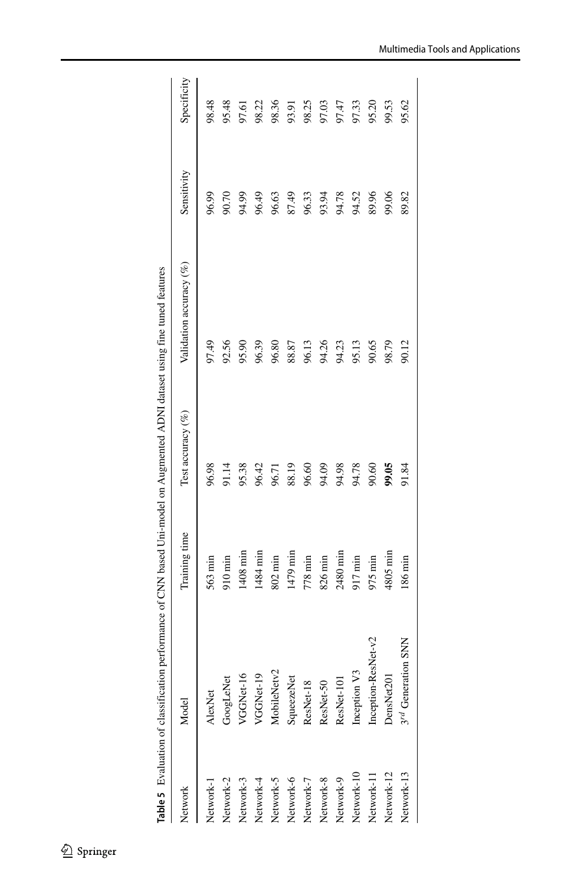**Table 5** Evaluation of classification performance of CNN based Uni-model on Augmented ADNI dataset using fine tuned features

| Network | Model | Training time | Test accuracy (%) | Validation accuracy (%) | Sensitivity | Specificity |
|---|---|---|---|---|---|---|
| Network-1 | AlexNet | 563 min | 96.98 | 97.49 | 96.99 | 98.48 |
| Network-2 | GoogLeNet | 910 min | 91.14 | 92.56 | 90.70 | 95.48 |
| Network-3 | VGGNet-16 | 1408 min | 95.38 | 95.90 | 94.99 | 97.61 |
| Network-4 | VGGNet-19 | 1484 min | 96.42 | 96.39 | 96.49 | 98.22 |
| Network-5 | MobileNetv2 | 802 min | 96.71 | 96.80 | 96.63 | 98.36 |
| Network-6 | SqueezeNet | 1479 min | 88.19 | 88.87 | 87.49 | 93.91 |
| Network-7 | ResNet-18 | 778 min | 96.60 | 96.13 | 96.33 | 98.25 |
| Network-8 | ResNet-50 | 826 min | 94.09 | 94.26 | 93.94 | 97.03 |
| Network-9 | ResNet-101 | 2480 min | 94.98 | 94.23 | 94.78 | 97.47 |
| Network-10 | Inception V3 | 917 min | 94.78 | 95.13 | 94.52 | 97.33 |
| Network-11 | Inception-ResNet-v2 | 975 min | 90.60 | 90.65 | 89.96 | 95.20 |
| Network-12 | DensNet201 | 4805 min | **99.05** | 98.79 | 99.06 | 99.53 |
| Network-13 | $3^{rd}$ Generation SNN | 186 min | 91.84 | 90.12 | 89.82 | 95.62 |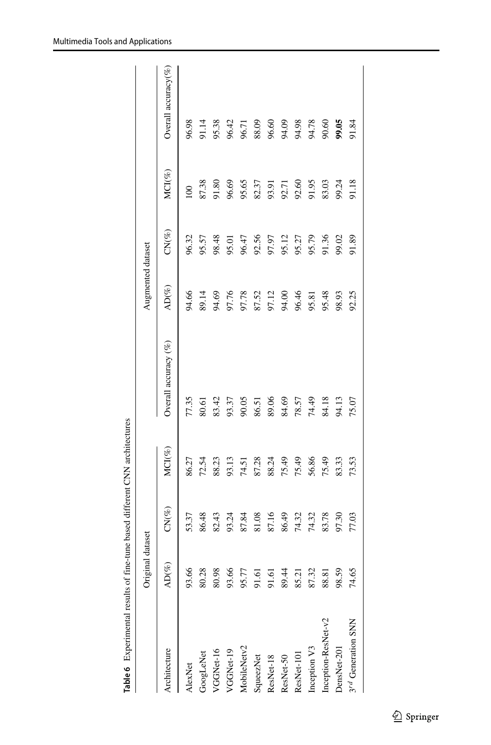**Table 6** Experimental results of fine-tune based different CNN architectures

| Architecture | Original dataset | | | | Augmented dataset | | | |
|---|---|---|---|---|---|---|---|---|
| | AD(%) | CN(%) | MCI(%) | Overall accuracy (%) | AD(%) | CN(%) | MCI(%) | Overall accuracy(%) |
| AlexNet | 93.66 | 53.37 | 86.27 | 77.35 | 94.66 | 96.32 | 100 | 96.98 |
| GoogLeNet | 80.28 | 86.48 | 72.54 | 80.61 | 89.14 | 95.57 | 87.38 | 91.14 |
| VGGNet-16 | 80.98 | 82.43 | 88.23 | 83.42 | 94.69 | 98.48 | 91.80 | 95.38 |
| VGGNet-19 | 93.66 | 93.24 | 93.13 | 93.37 | 97.76 | 95.01 | 96.69 | 96.42 |
| MobileNetv2 | 95.77 | 87.84 | 74.51 | 90.05 | 97.78 | 96.47 | 95.65 | 96.71 |
| SqueezNet | 91.61 | 81.08 | 87.28 | 86.51 | 87.52 | 92.56 | 82.37 | 88.09 |
| ResNet-18 | 91.61 | 87.16 | 88.24 | 89.06 | 97.12 | 97.97 | 93.91 | 96.60 |
| ResNet-50 | 89.44 | 86.49 | 75.49 | 84.69 | 94.00 | 95.12 | 92.71 | 94.09 |
| ResNet-101 | 85.21 | 74.32 | 75.49 | 78.57 | 96.46 | 95.27 | 92.60 | 94.98 |
| Inception V3 | 87.32 | 74.32 | 56.86 | 74.49 | 95.81 | 95.79 | 91.95 | 94.78 |
| Inception-ResNet-v2 | 88.81 | 83.78 | 75.49 | 84.18 | 95.48 | 91.36 | 83.03 | 90.60 |
| DensNet-201 | 98.59 | 97.30 | 83.33 | 94.13 | 98.93 | 99.02 | 99.24 | **99.05** |
| $3^{rd}$ Generation SNN | 74.65 | 77.03 | 73.53 | 75.07 | 92.25 | 91.89 | 91.18 | 91.84 |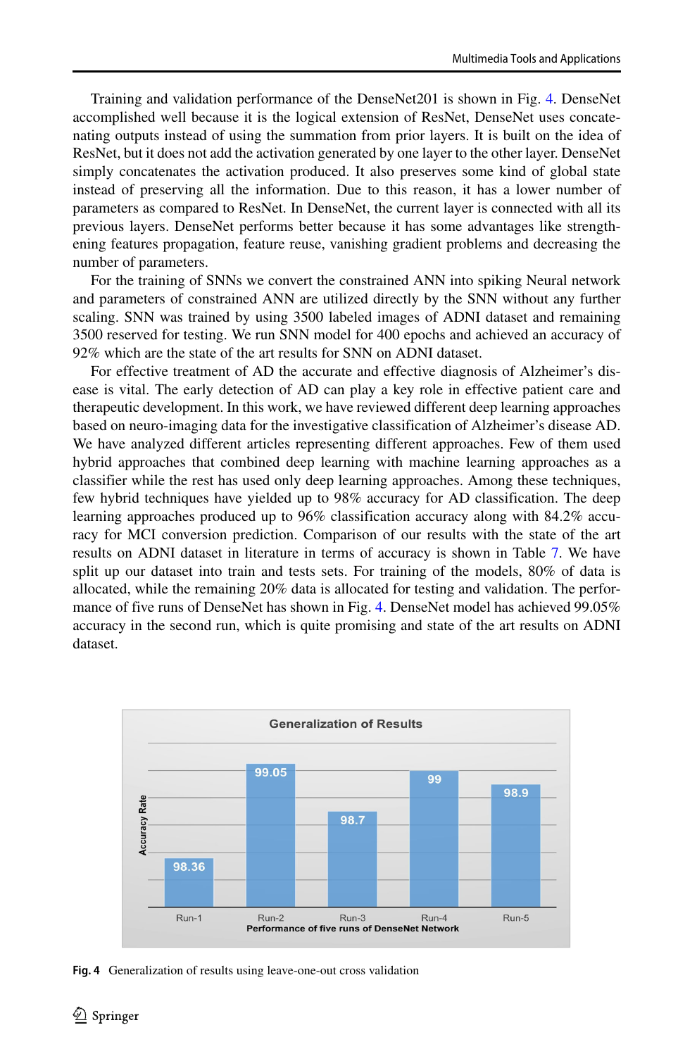Training and validation performance of the DenseNet201 is shown in Fig. 4. DenseNet accomplished well because it is the logical extension of ResNet, DenseNet uses concatenating outputs instead of using the summation from prior layers. It is built on the idea of ResNet, but it does not add the activation generated by one layer to the other layer. DenseNet simply concatenates the activation produced. It also preserves some kind of global state instead of preserving all the information. Due to this reason, it has a lower number of parameters as compared to ResNet. In DenseNet, the current layer is connected with all its previous layers. DenseNet performs better because it has some advantages like strengthening features propagation, feature reuse, vanishing gradient problems and decreasing the number of parameters.

For the training of SNNs we convert the constrained ANN into spiking Neural network and parameters of constrained ANN are utilized directly by the SNN without any further scaling. SNN was trained by using 3500 labeled images of ADNI dataset and remaining 3500 reserved for testing. We run SNN model for 400 epochs and achieved an accuracy of 92% which are the state of the art results for SNN on ADNI dataset.

For effective treatment of AD the accurate and effective diagnosis of Alzheimer's disease is vital. The early detection of AD can play a key role in effective patient care and therapeutic development. In this work, we have reviewed different deep learning approaches based on neuro-imaging data for the investigative classification of Alzheimer's disease AD. We have analyzed different articles representing different approaches. Few of them used hybrid approaches that combined deep learning with machine learning approaches as a classifier while the rest has used only deep learning approaches. Among these techniques, few hybrid techniques have yielded up to 98% accuracy for AD classification. The deep learning approaches produced up to 96% classification accuracy along with 84.2% accuracy for MCI conversion prediction. Comparison of our results with the state of the art results on ADNI dataset in literature in terms of accuracy is shown in Table 7. We have split up our dataset into train and tests sets. For training of the models, 80% of data is allocated, while the remaining 20% data is allocated for testing and validation. The performance of five runs of DenseNet has shown in Fig. 4. DenseNet model has achieved 99.05% accuracy in the second run, which is quite promising and state of the art results on ADNI dataset.

| Run | Accuracy Rate |
|---|---|
| Run-1 | 98.36 |
| Run-2 | 99.05 |
| Run-3 | 98.7 |
| Run-4 | 99 |
| Run-5 | 98.9 |

**Fig. 4** Generalization of results using leave-one-out cross validation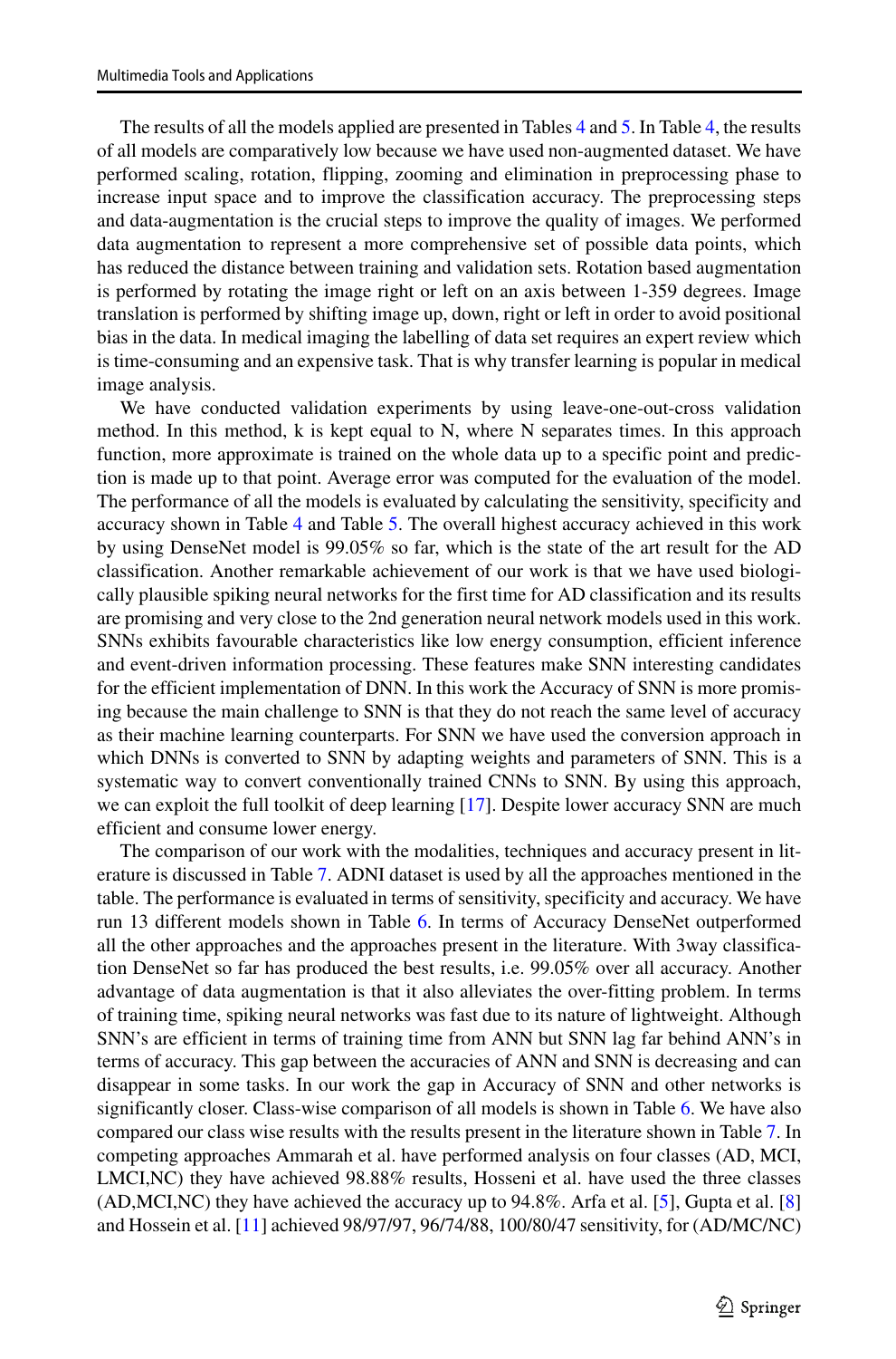The results of all the models applied are presented in Tables 4 and 5. In Table 4, the results of all models are comparatively low because we have used non-augmented dataset. We have performed scaling, rotation, flipping, zooming and elimination in preprocessing phase to increase input space and to improve the classification accuracy. The preprocessing steps and data-augmentation is the crucial steps to improve the quality of images. We performed data augmentation to represent a more comprehensive set of possible data points, which has reduced the distance between training and validation sets. Rotation based augmentation is performed by rotating the image right or left on an axis between 1-359 degrees. Image translation is performed by shifting image up, down, right or left in order to avoid positional bias in the data. In medical imaging the labelling of data set requires an expert review which is time-consuming and an expensive task. That is why transfer learning is popular in medical image analysis.

We have conducted validation experiments by using leave-one-out-cross validation method. In this method, k is kept equal to N, where N separates times. In this approach function, more approximate is trained on the whole data up to a specific point and prediction is made up to that point. Average error was computed for the evaluation of the model. The performance of all the models is evaluated by calculating the sensitivity, specificity and accuracy shown in Table 4 and Table 5. The overall highest accuracy achieved in this work by using DenseNet model is 99.05% so far, which is the state of the art result for the AD classification. Another remarkable achievement of our work is that we have used biologically plausible spiking neural networks for the first time for AD classification and its results are promising and very close to the 2nd generation neural network models used in this work. SNNs exhibits favourable characteristics like low energy consumption, efficient inference and event-driven information processing. These features make SNN interesting candidates for the efficient implementation of DNN. In this work the Accuracy of SNN is more promising because the main challenge to SNN is that they do not reach the same level of accuracy as their machine learning counterparts. For SNN we have used the conversion approach in which DNNs is converted to SNN by adapting weights and parameters of SNN. This is a systematic way to convert conventionally trained CNNs to SNN. By using this approach, we can exploit the full toolkit of deep learning [17]. Despite lower accuracy SNN are much efficient and consume lower energy.

The comparison of our work with the modalities, techniques and accuracy present in literature is discussed in Table 7. ADNI dataset is used by all the approaches mentioned in the table. The performance is evaluated in terms of sensitivity, specificity and accuracy. We have run 13 different models shown in Table 6. In terms of Accuracy DenseNet outperformed all the other approaches and the approaches present in the literature. With 3way classification DenseNet so far has produced the best results, i.e. 99.05% over all accuracy. Another advantage of data augmentation is that it also alleviates the over-fitting problem. In terms of training time, spiking neural networks was fast due to its nature of lightweight. Although SNN's are efficient in terms of training time from ANN but SNN lag far behind ANN's in terms of accuracy. This gap between the accuracies of ANN and SNN is decreasing and can disappear in some tasks. In our work the gap in Accuracy of SNN and other networks is significantly closer. Class-wise comparison of all models is shown in Table 6. We have also compared our class wise results with the results present in the literature shown in Table 7. In competing approaches Ammarah et al. have performed analysis on four classes (AD, MCI, LMCI,NC) they have achieved 98.88% results, Hosseni et al. have used the three classes (AD,MCI,NC) they have achieved the accuracy up to 94.8%. Arfa et al. [5], Gupta et al. [8] and Hossein et al. [11] achieved 98/97/97, 96/74/88, 100/80/47 sensitivity, for (AD/MC/NC)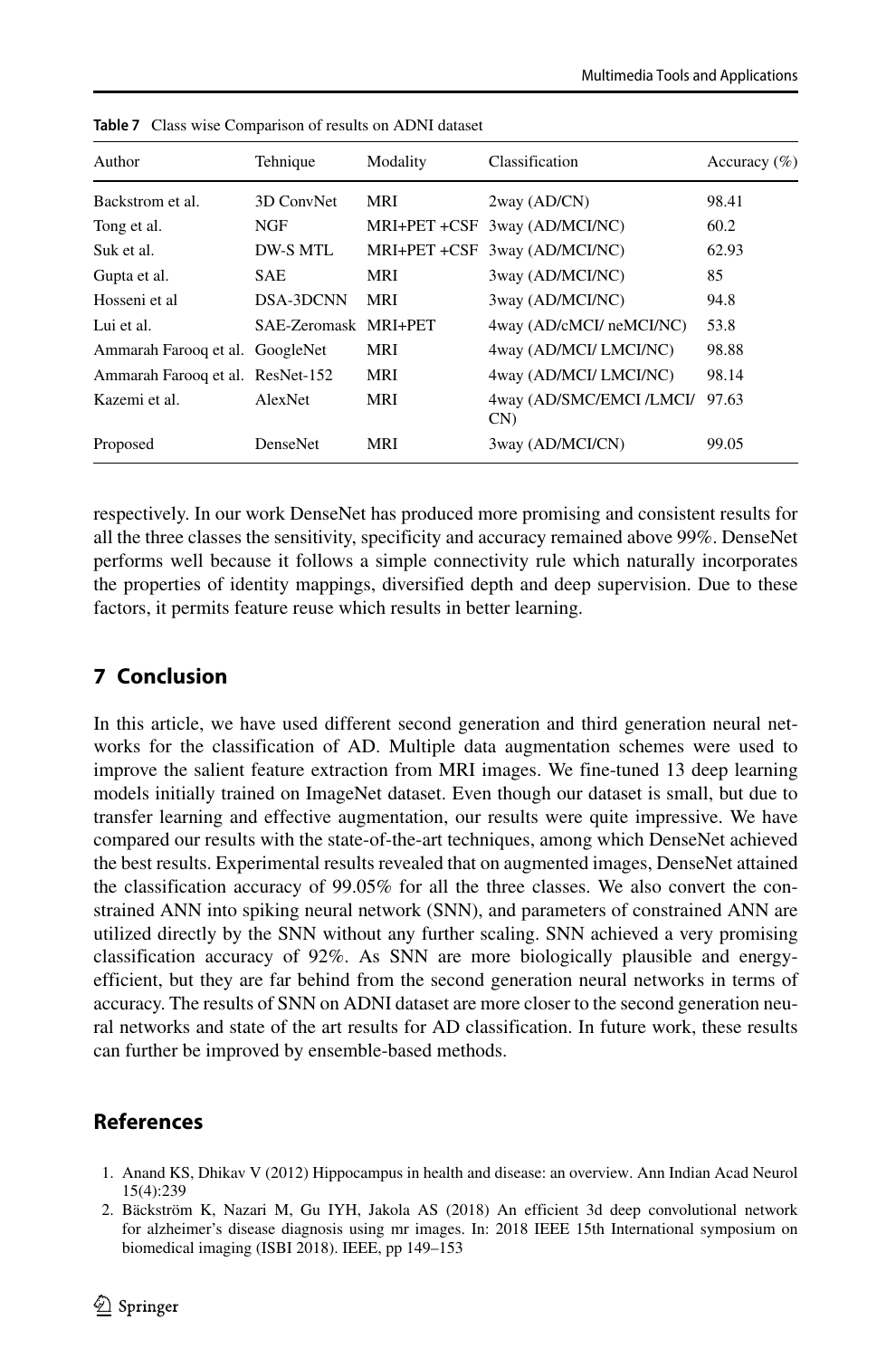**Table 7** Class wise Comparison of results on ADNI dataset

| Author | Tehnique | Modality | Classification | Accuracy (%) |
|---|---|---|---|---|
| Backstrom et al. | 3D ConvNet | MRI | 2way (AD/CN) | 98.41 |
| Tong et al. | NGF | MRI+PET +CSF | 3way (AD/MCI/NC) | 60.2 |
| Suk et al. | DW-S MTL | MRI+PET +CSF | 3way (AD/MCI/NC) | 62.93 |
| Gupta et al. | SAE | MRI | 3way (AD/MCI/NC) | 85 |
| Hosseni et al | DSA-3DCNN | MRI | 3way (AD/MCI/NC) | 94.8 |
| Lui et al. | SAE-Zeromask | MRI+PET | 4way (AD/cMCI/ neMCI/NC) | 53.8 |
| Ammarah Farooq et al. | GoogleNet | MRI | 4way (AD/MCI/ LMCI/NC) | 98.88 |
| Ammarah Farooq et al. | ResNet-152 | MRI | 4way (AD/MCI/ LMCI/NC) | 98.14 |
| Kazemi et al. | AlexNet | MRI | 4way (AD/SMC/EMCI /LMCI/ CN) | 97.63 |
| Proposed | DenseNet | MRI | 3way (AD/MCI/CN) | 99.05 |

respectively. In our work DenseNet has produced more promising and consistent results for all the three classes the sensitivity, specificity and accuracy remained above 99%. DenseNet performs well because it follows a simple connectivity rule which naturally incorporates the properties of identity mappings, diversified depth and deep supervision. Due to these factors, it permits feature reuse which results in better learning.

## 7 Conclusion

In this article, we have used different second generation and third generation neural networks for the classification of AD. Multiple data augmentation schemes were used to improve the salient feature extraction from MRI images. We fine-tuned 13 deep learning models initially trained on ImageNet dataset. Even though our dataset is small, but due to transfer learning and effective augmentation, our results were quite impressive. We have compared our results with the state-of-the-art techniques, among which DenseNet achieved the best results. Experimental results revealed that on augmented images, DenseNet attained the classification accuracy of 99.05% for all the three classes. We also convert the constrained ANN into spiking neural network (SNN), and parameters of constrained ANN are utilized directly by the SNN without any further scaling. SNN achieved a very promising classification accuracy of 92%. As SNN are more biologically plausible and energy-efficient, but they are far behind from the second generation neural networks in terms of accuracy. The results of SNN on ADNI dataset are more closer to the second generation neural networks and state of the art results for AD classification. In future work, these results can further be improved by ensemble-based methods.

## References

1. Anand KS, Dhikav V (2012) Hippocampus in health and disease: an overview. Ann Indian Acad Neurol 15(4):239
2. Bäckström K, Nazari M, Gu IYH, Jakola AS (2018) An efficient 3d deep convolutional network for alzheimer's disease diagnosis using mr images. In: 2018 IEEE 15th International symposium on biomedical imaging (ISBI 2018). IEEE, pp 149–153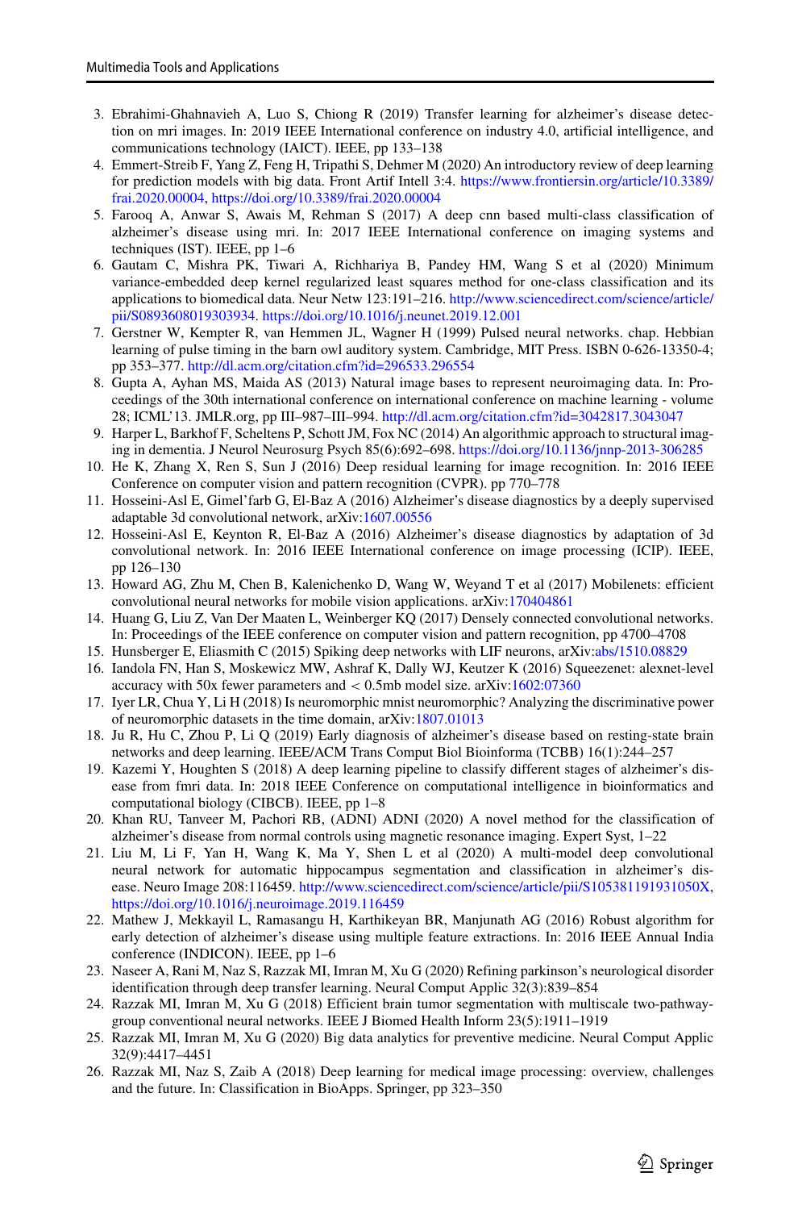3. Ebrahimi-Ghahnavieh A, Luo S, Chiong R (2019) Transfer learning for alzheimer's disease detection on mri images. In: 2019 IEEE International conference on industry 4.0, artificial intelligence, and communications technology (IAICT). IEEE, pp 133–138
4. Emmert-Streib F, Yang Z, Feng H, Tripathi S, Dehmer M (2020) An introductory review of deep learning for prediction models with big data. Front Artif Intell 3:4. https://www.frontiersin.org/article/10.3389/frai.2020.00004, https://doi.org/10.3389/frai.2020.00004
5. Farooq A, Anwar S, Awais M, Rehman S (2017) A deep cnn based multi-class classification of alzheimer's disease using mri. In: 2017 IEEE International conference on imaging systems and techniques (IST). IEEE, pp 1–6
6. Gautam C, Mishra PK, Tiwari A, Richhariya B, Pandey HM, Wang S et al (2020) Minimum variance-embedded deep kernel regularized least squares method for one-class classification and its applications to biomedical data. Neur Netw 123:191–216. http://www.sciencedirect.com/science/article/pii/S0893608019303934. https://doi.org/10.1016/j.neunet.2019.12.001
7. Gerstner W, Kempter R, van Hemmen JL, Wagner H (1999) Pulsed neural networks. chap. Hebbian learning of pulse timing in the barn owl auditory system. Cambridge, MIT Press. ISBN 0-626-13350-4; pp 353–377. http://dl.acm.org/citation.cfm?id=296533.296554
8. Gupta A, Ayhan MS, Maida AS (2013) Natural image bases to represent neuroimaging data. In: Proceedings of the 30th international conference on international conference on machine learning - volume 28; ICML'13. JMLR.org, pp III–987–III–994. http://dl.acm.org/citation.cfm?id=3042817.3043047
9. Harper L, Barkhof F, Scheltens P, Schott JM, Fox NC (2014) An algorithmic approach to structural imaging in dementia. J Neurol Neurosurg Psych 85(6):692–698. https://doi.org/10.1136/jnnp-2013-306285
10. He K, Zhang X, Ren S, Sun J (2016) Deep residual learning for image recognition. In: 2016 IEEE Conference on computer vision and pattern recognition (CVPR). pp 770–778
11. Hosseini-Asl E, Gimel'farb G, El-Baz A (2016) Alzheimer's disease diagnostics by a deeply supervised adaptable 3d convolutional network, arXiv:1607.00556
12. Hosseini-Asl E, Keynton R, El-Baz A (2016) Alzheimer's disease diagnostics by adaptation of 3d convolutional network. In: 2016 IEEE International conference on image processing (ICIP). IEEE, pp 126–130
13. Howard AG, Zhu M, Chen B, Kalenichenko D, Wang W, Weyand T et al (2017) Mobilenets: efficient convolutional neural networks for mobile vision applications. arXiv:170404861
14. Huang G, Liu Z, Van Der Maaten L, Weinberger KQ (2017) Densely connected convolutional networks. In: Proceedings of the IEEE conference on computer vision and pattern recognition, pp 4700–4708
15. Hunsberger E, Eliasmith C (2015) Spiking deep networks with LIF neurons, arXiv:abs/1510.08829
16. Iandola FN, Han S, Moskewicz MW, Ashraf K, Dally WJ, Keutzer K (2016) Squeezenet: alexnet-level accuracy with 50x fewer parameters and < 0.5mb model size. arXiv:1602:07360
17. Iyer LR, Chua Y, Li H (2018) Is neuromorphic mnist neuromorphic? Analyzing the discriminative power of neuromorphic datasets in the time domain, arXiv:1807.01013
18. Ju R, Hu C, Zhou P, Li Q (2019) Early diagnosis of alzheimer's disease based on resting-state brain networks and deep learning. IEEE/ACM Trans Comput Biol Bioinforma (TCBB) 16(1):244–257
19. Kazemi Y, Houghten S (2018) A deep learning pipeline to classify different stages of alzheimer's disease from fmri data. In: 2018 IEEE Conference on computational intelligence in bioinformatics and computational biology (CIBCB). IEEE, pp 1–8
20. Khan RU, Tanveer M, Pachori RB, (ADNI) ADNI (2020) A novel method for the classification of alzheimer's disease from normal controls using magnetic resonance imaging. Expert Syst, 1–22
21. Liu M, Li F, Yan H, Wang K, Ma Y, Shen L et al (2020) A multi-model deep convolutional neural network for automatic hippocampus segmentation and classification in alzheimer's disease. Neuro Image 208:116459. http://www.sciencedirect.com/science/article/pii/S105381191931050X, https://doi.org/10.1016/j.neuroimage.2019.116459
22. Mathew J, Mekkayil L, Ramasangu H, Karthikeyan BR, Manjunath AG (2016) Robust algorithm for early detection of alzheimer's disease using multiple feature extractions. In: 2016 IEEE Annual India conference (INDICON). IEEE, pp 1–6
23. Naseer A, Rani M, Naz S, Razzak MI, Imran M, Xu G (2020) Refining parkinson's neurological disorder identification through deep transfer learning. Neural Comput Applic 32(3):839–854
24. Razzak MI, Imran M, Xu G (2018) Efficient brain tumor segmentation with multiscale two-pathway-group conventional neural networks. IEEE J Biomed Health Inform 23(5):1911–1919
25. Razzak MI, Imran M, Xu G (2020) Big data analytics for preventive medicine. Neural Comput Applic 32(9):4417–4451
26. Razzak MI, Naz S, Zaib A (2018) Deep learning for medical image processing: overview, challenges and the future. In: Classification in BioApps. Springer, pp 323–350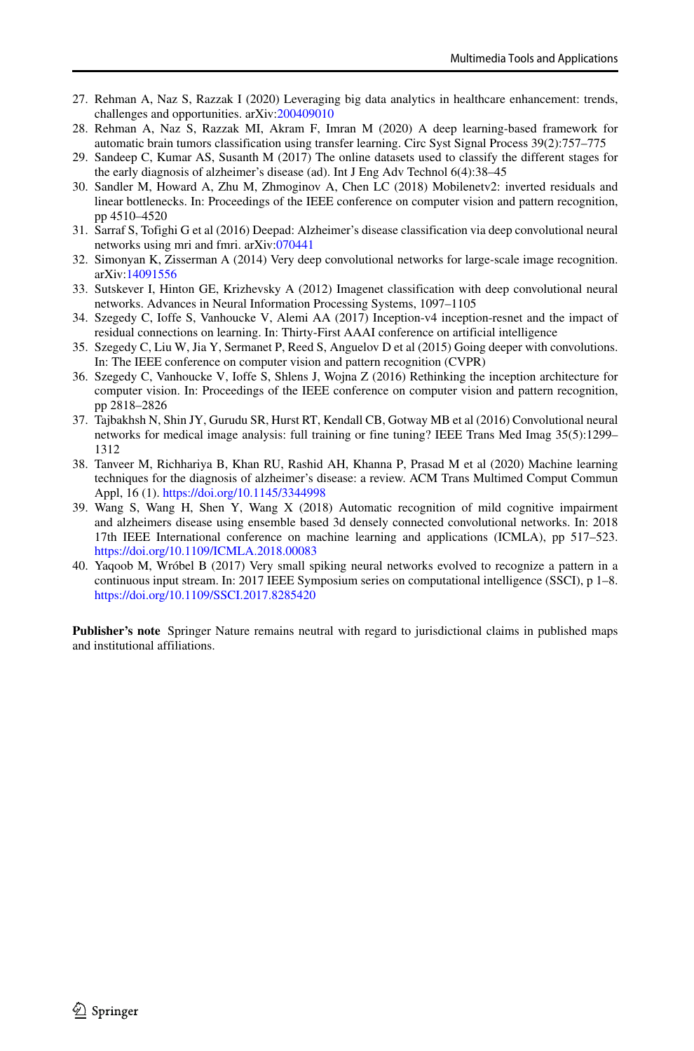27. Rehman A, Naz S, Razzak I (2020) Leveraging big data analytics in healthcare enhancement: trends, challenges and opportunities. arXiv:200409010
28. Rehman A, Naz S, Razzak MI, Akram F, Imran M (2020) A deep learning-based framework for automatic brain tumors classification using transfer learning. Circ Syst Signal Process 39(2):757–775
29. Sandeep C, Kumar AS, Susanth M (2017) The online datasets used to classify the different stages for the early diagnosis of alzheimer's disease (ad). Int J Eng Adv Technol 6(4):38–45
30. Sandler M, Howard A, Zhu M, Zhmoginov A, Chen LC (2018) Mobilenetv2: inverted residuals and linear bottlenecks. In: Proceedings of the IEEE conference on computer vision and pattern recognition, pp 4510–4520
31. Sarraf S, Tofighi G et al (2016) Deepad: Alzheimer's disease classification via deep convolutional neural networks using mri and fmri. arXiv:070441
32. Simonyan K, Zisserman A (2014) Very deep convolutional networks for large-scale image recognition. arXiv:14091556
33. Sutskever I, Hinton GE, Krizhevsky A (2012) Imagenet classification with deep convolutional neural networks. Advances in Neural Information Processing Systems, 1097–1105
34. Szegedy C, Ioffe S, Vanhoucke V, Alemi AA (2017) Inception-v4 inception-resnet and the impact of residual connections on learning. In: Thirty-First AAAI conference on artificial intelligence
35. Szegedy C, Liu W, Jia Y, Sermanet P, Reed S, Anguelov D et al (2015) Going deeper with convolutions. In: The IEEE conference on computer vision and pattern recognition (CVPR)
36. Szegedy C, Vanhoucke V, Ioffe S, Shlens J, Wojna Z (2016) Rethinking the inception architecture for computer vision. In: Proceedings of the IEEE conference on computer vision and pattern recognition, pp 2818–2826
37. Tajbakhsh N, Shin JY, Gurudu SR, Hurst RT, Kendall CB, Gotway MB et al (2016) Convolutional neural networks for medical image analysis: full training or fine tuning? IEEE Trans Med Imag 35(5):1299–1312
38. Tanveer M, Richhariya B, Khan RU, Rashid AH, Khanna P, Prasad M et al (2020) Machine learning techniques for the diagnosis of alzheimer's disease: a review. ACM Trans Multimed Comput Commun Appl, 16 (1). https://doi.org/10.1145/3344998
39. Wang S, Wang H, Shen Y, Wang X (2018) Automatic recognition of mild cognitive impairment and alzheimers disease using ensemble based 3d densely connected convolutional networks. In: 2018 17th IEEE International conference on machine learning and applications (ICMLA), pp 517–523. https://doi.org/10.1109/ICMLA.2018.00083
40. Yaqoob M, Wróbel B (2017) Very small spiking neural networks evolved to recognize a pattern in a continuous input stream. In: 2017 IEEE Symposium series on computational intelligence (SSCI), p 1–8. https://doi.org/10.1109/SSCI.2017.8285420

**Publisher's note** Springer Nature remains neutral with regard to jurisdictional claims in published maps and institutional affiliations.